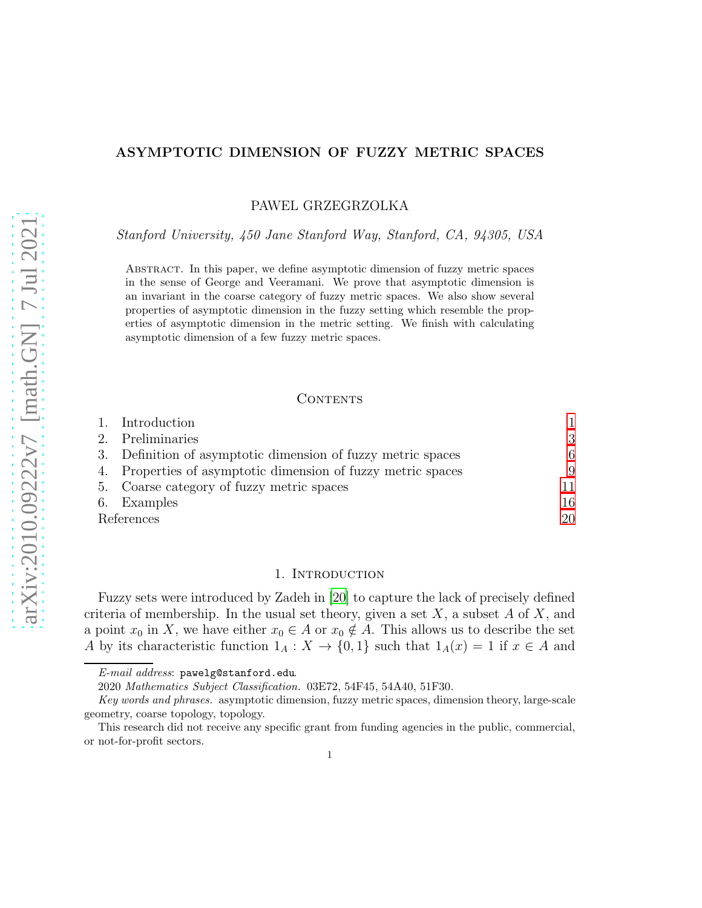# ASYMPTOTIC DIMENSION OF FUZZY METRIC SPACES

PAWEL GRZEGRZOLKA

*Stanford University, 450 Jane Stanford Way, Stanford, CA, 94305, USA*

Abstract. In this paper, we define asymptotic dimension of fuzzy metric spaces in the sense of George and Veeramani. We prove that asymptotic dimension is an invariant in the coarse category of fuzzy metric spaces. We also show several properties of asymptotic dimension in the fuzzy setting which resemble the properties of asymptotic dimension in the metric setting. We finish with calculating asymptotic dimension of a few fuzzy metric spaces.

## Contents

1. Introduction 1
2. Preliminaries 3
3. Definition of asymptotic dimension of fuzzy metric spaces 6
4. Properties of asymptotic dimension of fuzzy metric spaces 9
5. Coarse category of fuzzy metric spaces 11
6. Examples 16

References 20

## 1. Introduction

Fuzzy sets were introduced by Zadeh in [20] to capture the lack of precisely defined criteria of membership. In the usual set theory, given a set $X$, a subset $A$ of $X$, and a point $x_0$ in $X$, we have either $x_0 \in A$ or $x_0 \notin A$. This allows us to describe the set $A$ by its characteristic function $1_A : X \to \{0, 1\}$ such that $1_A(x) = 1$ if $x \in A$ and

---

*E-mail address*: pawelg@stanford.edu.

2020 *Mathematics Subject Classification.* 03E72, 54F45, 54A40, 51F30.

*Key words and phrases.* asymptotic dimension, fuzzy metric spaces, dimension theory, large-scale geometry, coarse topology, topology.

This research did not receive any specific grant from funding agencies in the public, commercial, or not-for-profit sectors.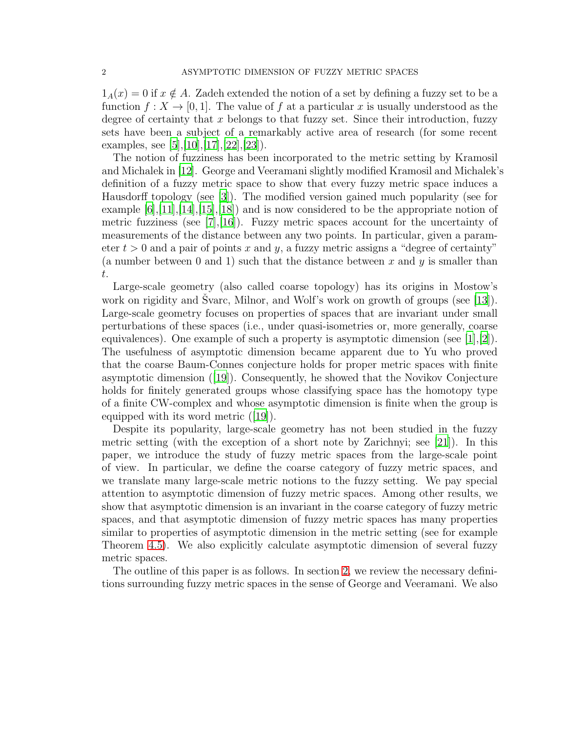$1_A(x) = 0$ if $x \notin A$. Zadeh extended the notion of a set by defining a fuzzy set to be a function $f : X \to [0, 1]$. The value of $f$ at a particular $x$ is usually understood as the degree of certainty that $x$ belongs to that fuzzy set. Since their introduction, fuzzy sets have been a subject of a remarkably active area of research (for some recent examples, see [5],[10],[17],[22],[23]).

The notion of fuzziness has been incorporated to the metric setting by Kramosil and Michalek in [12]. George and Veeramani slightly modified Kramosil and Michalek's definition of a fuzzy metric space to show that every fuzzy metric space induces a Hausdorff topology (see [3]). The modified version gained much popularity (see for example [6],[11],[14],[15],[18]) and is now considered to be the appropriate notion of metric fuzziness (see [7],[16]). Fuzzy metric spaces account for the uncertainty of measurements of the distance between any two points. In particular, given a parameter $t > 0$ and a pair of points $x$ and $y$, a fuzzy metric assigns a "degree of certainty" (a number between 0 and 1) such that the distance between $x$ and $y$ is smaller than $t$.

Large-scale geometry (also called coarse topology) has its origins in Mostow's work on rigidity and Švarc, Milnor, and Wolf's work on growth of groups (see [13]). Large-scale geometry focuses on properties of spaces that are invariant under small perturbations of these spaces (i.e., under quasi-isometries or, more generally, coarse equivalences). One example of such a property is asymptotic dimension (see [1],[2]). The usefulness of asymptotic dimension became apparent due to Yu who proved that the coarse Baum-Connes conjecture holds for proper metric spaces with finite asymptotic dimension ([19]). Consequently, he showed that the Novikov Conjecture holds for finitely generated groups whose classifying space has the homotopy type of a finite CW-complex and whose asymptotic dimension is finite when the group is equipped with its word metric ([19]).

Despite its popularity, large-scale geometry has not been studied in the fuzzy metric setting (with the exception of a short note by Zarichnyi; see [21]). In this paper, we introduce the study of fuzzy metric spaces from the large-scale point of view. In particular, we define the coarse category of fuzzy metric spaces, and we translate many large-scale metric notions to the fuzzy setting. We pay special attention to asymptotic dimension of fuzzy metric spaces. Among other results, we show that asymptotic dimension is an invariant in the coarse category of fuzzy metric spaces, and that asymptotic dimension of fuzzy metric spaces has many properties similar to properties of asymptotic dimension in the metric setting (see for example Theorem 4.5). We also explicitly calculate asymptotic dimension of several fuzzy metric spaces.

The outline of this paper is as follows. In section 2, we review the necessary definitions surrounding fuzzy metric spaces in the sense of George and Veeramani. We also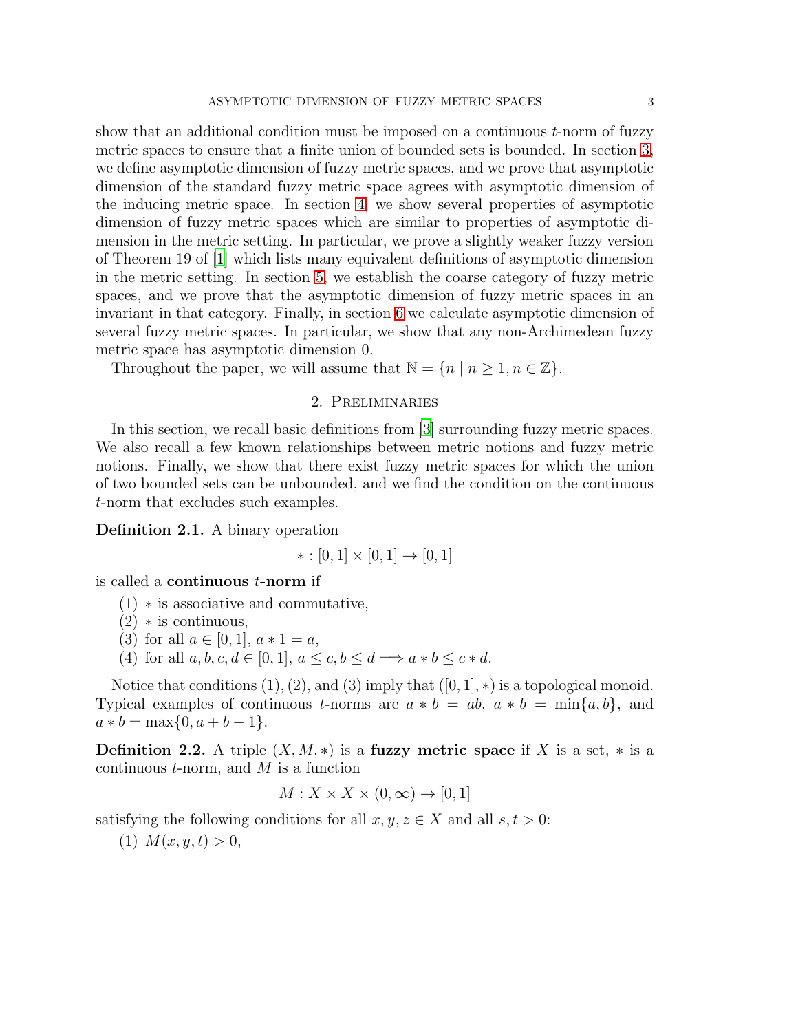show that an additional condition must be imposed on a continuous $t$-norm of fuzzy metric spaces to ensure that a finite union of bounded sets is bounded. In section 3, we define asymptotic dimension of fuzzy metric spaces, and we prove that asymptotic dimension of the standard fuzzy metric space agrees with asymptotic dimension of the inducing metric space. In section 4, we show several properties of asymptotic dimension of fuzzy metric spaces which are similar to properties of asymptotic dimension in the metric setting. In particular, we prove a slightly weaker fuzzy version of Theorem 19 of [1] which lists many equivalent definitions of asymptotic dimension in the metric setting. In section 5, we establish the coarse category of fuzzy metric spaces, and we prove that the asymptotic dimension of fuzzy metric spaces in an invariant in that category. Finally, in section 6 we calculate asymptotic dimension of several fuzzy metric spaces. In particular, we show that any non-Archimedean fuzzy metric space has asymptotic dimension 0.

Throughout the paper, we will assume that $\mathbb{N} = \{n \mid n \geq 1, n \in \mathbb{Z}\}$.

## 2. Preliminaries

In this section, we recall basic definitions from [3] surrounding fuzzy metric spaces. We also recall a few known relationships between metric notions and fuzzy metric notions. Finally, we show that there exist fuzzy metric spaces for which the union of two bounded sets can be unbounded, and we find the condition on the continuous $t$-norm that excludes such examples.

**Definition 2.1.** A binary operation

$$* : [0,1] \times [0,1] \to [0,1]$$

is called a **continuous $t$-norm** if

(1) $*$ is associative and commutative,
(2) $*$ is continuous,
(3) for all $a \in [0,1]$, $a * 1 = a$,
(4) for all $a, b, c, d \in [0,1]$, $a \leq c, b \leq d \Longrightarrow a * b \leq c * d$.

Notice that conditions (1), (2), and (3) imply that $([0,1], *)$ is a topological monoid. Typical examples of continuous $t$-norms are $a * b = ab$, $a * b = \min\{a, b\}$, and $a * b = \max\{0, a + b - 1\}$.

**Definition 2.2.** A triple $(X, M, *)$ is a **fuzzy metric space** if $X$ is a set, $*$ is a continuous $t$-norm, and $M$ is a function

$$M : X \times X \times (0, \infty) \to [0,1]$$

satisfying the following conditions for all $x, y, z \in X$ and all $s, t > 0$:

(1) $M(x, y, t) > 0$,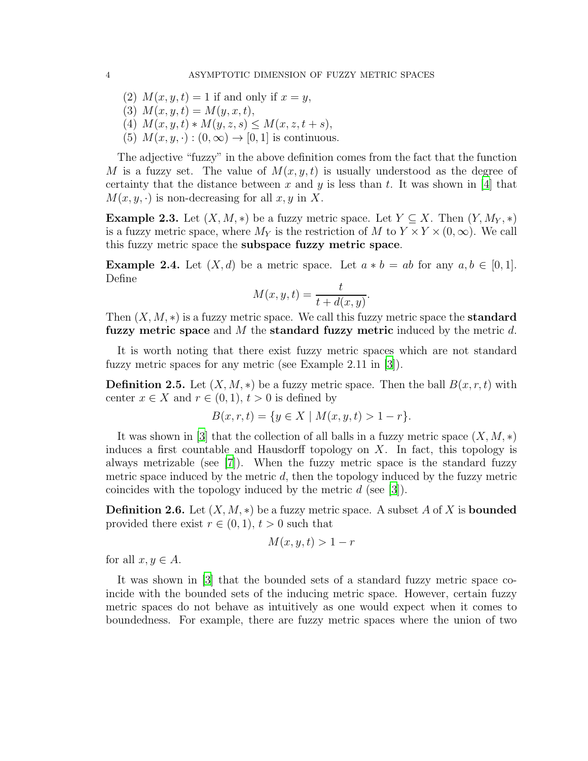(2) $M(x, y, t) = 1$ if and only if $x = y$,
(3) $M(x, y, t) = M(y, x, t)$,
(4) $M(x, y, t) * M(y, z, s) \leq M(x, z, t + s)$,
(5) $M(x, y, \cdot) : (0, \infty) \to [0, 1]$ is continuous.

The adjective "fuzzy" in the above definition comes from the fact that the function $M$ is a fuzzy set. The value of $M(x, y, t)$ is usually understood as the degree of certainty that the distance between $x$ and $y$ is less than $t$. It was shown in [4] that $M(x, y, \cdot)$ is non-decreasing for all $x, y$ in $X$.

**Example 2.3.** Let $(X, M, *)$ be a fuzzy metric space. Let $Y \subseteq X$. Then $(Y, M_Y, *)$ is a fuzzy metric space, where $M_Y$ is the restriction of $M$ to $Y \times Y \times (0, \infty)$. We call this fuzzy metric space the **subspace fuzzy metric space**.

**Example 2.4.** Let $(X, d)$ be a metric space. Let $a * b = ab$ for any $a, b \in [0, 1]$. Define

$$M(x, y, t) = \frac{t}{t + d(x, y)}.$$

Then $(X, M, *)$ is a fuzzy metric space. We call this fuzzy metric space the **standard fuzzy metric space** and $M$ the **standard fuzzy metric** induced by the metric $d$.

It is worth noting that there exist fuzzy metric spaces which are not standard fuzzy metric spaces for any metric (see Example 2.11 in [3]).

**Definition 2.5.** Let $(X, M, *)$ be a fuzzy metric space. Then the ball $B(x, r, t)$ with center $x \in X$ and $r \in (0, 1)$, $t > 0$ is defined by

$$B(x, r, t) = \{y \in X \mid M(x, y, t) > 1 - r\}.$$

It was shown in [3] that the collection of all balls in a fuzzy metric space $(X, M, *)$ induces a first countable and Hausdorff topology on $X$. In fact, this topology is always metrizable (see [7]). When the fuzzy metric space is the standard fuzzy metric space induced by the metric $d$, then the topology induced by the fuzzy metric coincides with the topology induced by the metric $d$ (see [3]).

**Definition 2.6.** Let $(X, M, *)$ be a fuzzy metric space. A subset $A$ of $X$ is **bounded** provided there exist $r \in (0, 1)$, $t > 0$ such that

$$M(x, y, t) > 1 - r$$

for all $x, y \in A$.

It was shown in [3] that the bounded sets of a standard fuzzy metric space coincide with the bounded sets of the inducing metric space. However, certain fuzzy metric spaces do not behave as intuitively as one would expect when it comes to boundedness. For example, there are fuzzy metric spaces where the union of two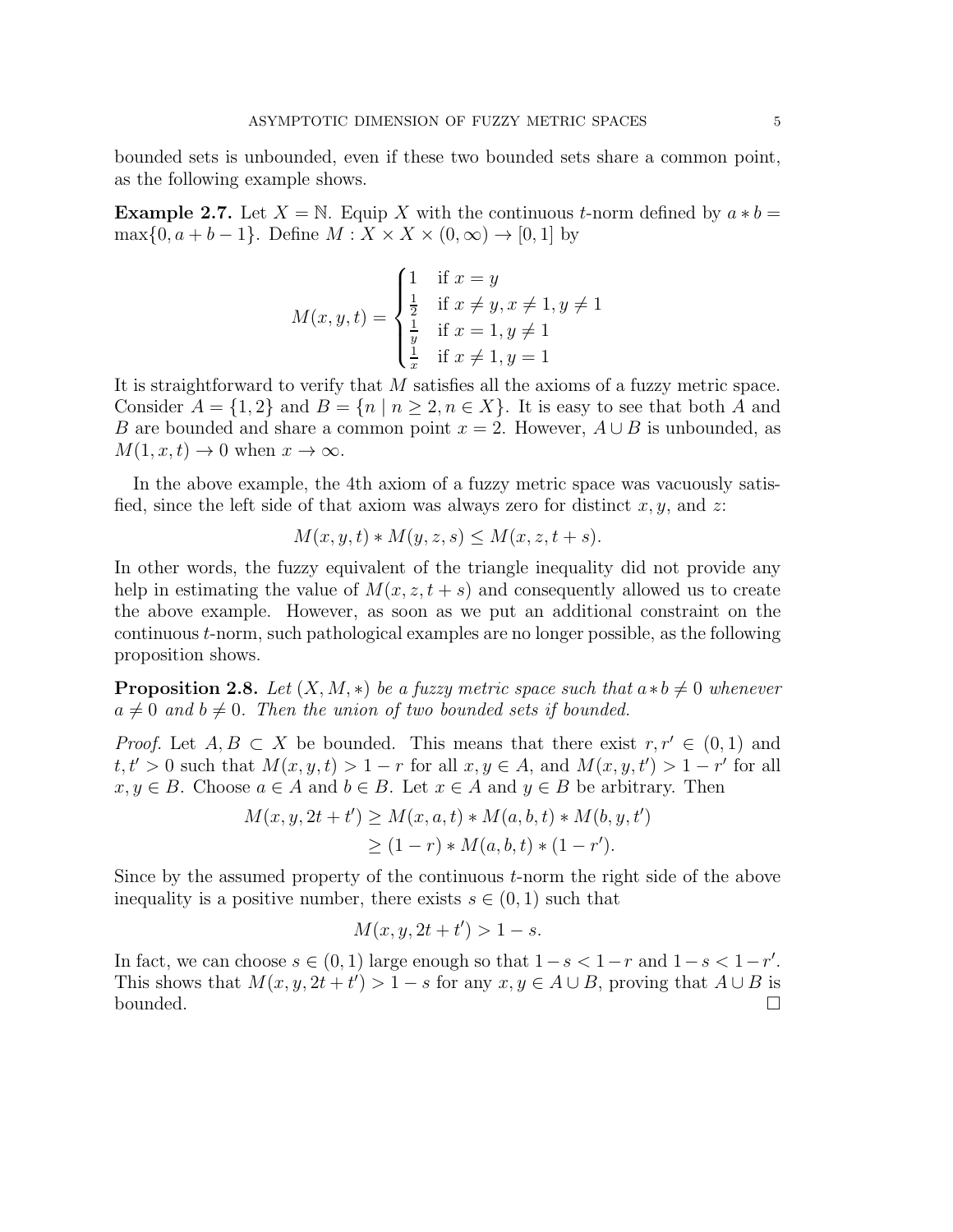bounded sets is unbounded, even if these two bounded sets share a common point, as the following example shows.

**Example 2.7.** Let $X = \mathbb{N}$. Equip $X$ with the continuous $t$-norm defined by $a * b = \max\{0, a + b - 1\}$. Define $M : X \times X \times (0, \infty) \to [0, 1]$ by

$$M(x, y, t) = \begin{cases} 1 & \text{if } x = y \\ \frac{1}{2} & \text{if } x \neq y, x \neq 1, y \neq 1 \\ \frac{1}{y} & \text{if } x = 1, y \neq 1 \\ \frac{1}{x} & \text{if } x \neq 1, y = 1 \end{cases}$$

It is straightforward to verify that $M$ satisfies all the axioms of a fuzzy metric space. Consider $A = \{1, 2\}$ and $B = \{n \mid n \geq 2, n \in X\}$. It is easy to see that both $A$ and $B$ are bounded and share a common point $x = 2$. However, $A \cup B$ is unbounded, as $M(1, x, t) \to 0$ when $x \to \infty$.

In the above example, the 4th axiom of a fuzzy metric space was vacuously satisfied, since the left side of that axiom was always zero for distinct $x, y$, and $z$:

$$M(x, y, t) * M(y, z, s) \leq M(x, z, t + s).$$

In other words, the fuzzy equivalent of the triangle inequality did not provide any help in estimating the value of $M(x, z, t + s)$ and consequently allowed us to create the above example. However, as soon as we put an additional constraint on the continuous $t$-norm, such pathological examples are no longer possible, as the following proposition shows.

**Proposition 2.8.** *Let $(X, M, *)$ be a fuzzy metric space such that $a * b \neq 0$ whenever $a \neq 0$ and $b \neq 0$. Then the union of two bounded sets if bounded.*

*Proof.* Let $A, B \subset X$ be bounded. This means that there exist $r, r' \in (0, 1)$ and $t, t' > 0$ such that $M(x, y, t) > 1 - r$ for all $x, y \in A$, and $M(x, y, t') > 1 - r'$ for all $x, y \in B$. Choose $a \in A$ and $b \in B$. Let $x \in A$ and $y \in B$ be arbitrary. Then

$$\begin{aligned} M(x, y, 2t + t') &\geq M(x, a, t) * M(a, b, t) * M(b, y, t') \\ &\geq (1 - r) * M(a, b, t) * (1 - r'). \end{aligned}$$

Since by the assumed property of the continuous $t$-norm the right side of the above inequality is a positive number, there exists $s \in (0, 1)$ such that

$$M(x, y, 2t + t') > 1 - s.$$

In fact, we can choose $s \in (0, 1)$ large enough so that $1 - s < 1 - r$ and $1 - s < 1 - r'$. This shows that $M(x, y, 2t + t') > 1 - s$ for any $x, y \in A \cup B$, proving that $A \cup B$ is bounded. $\square$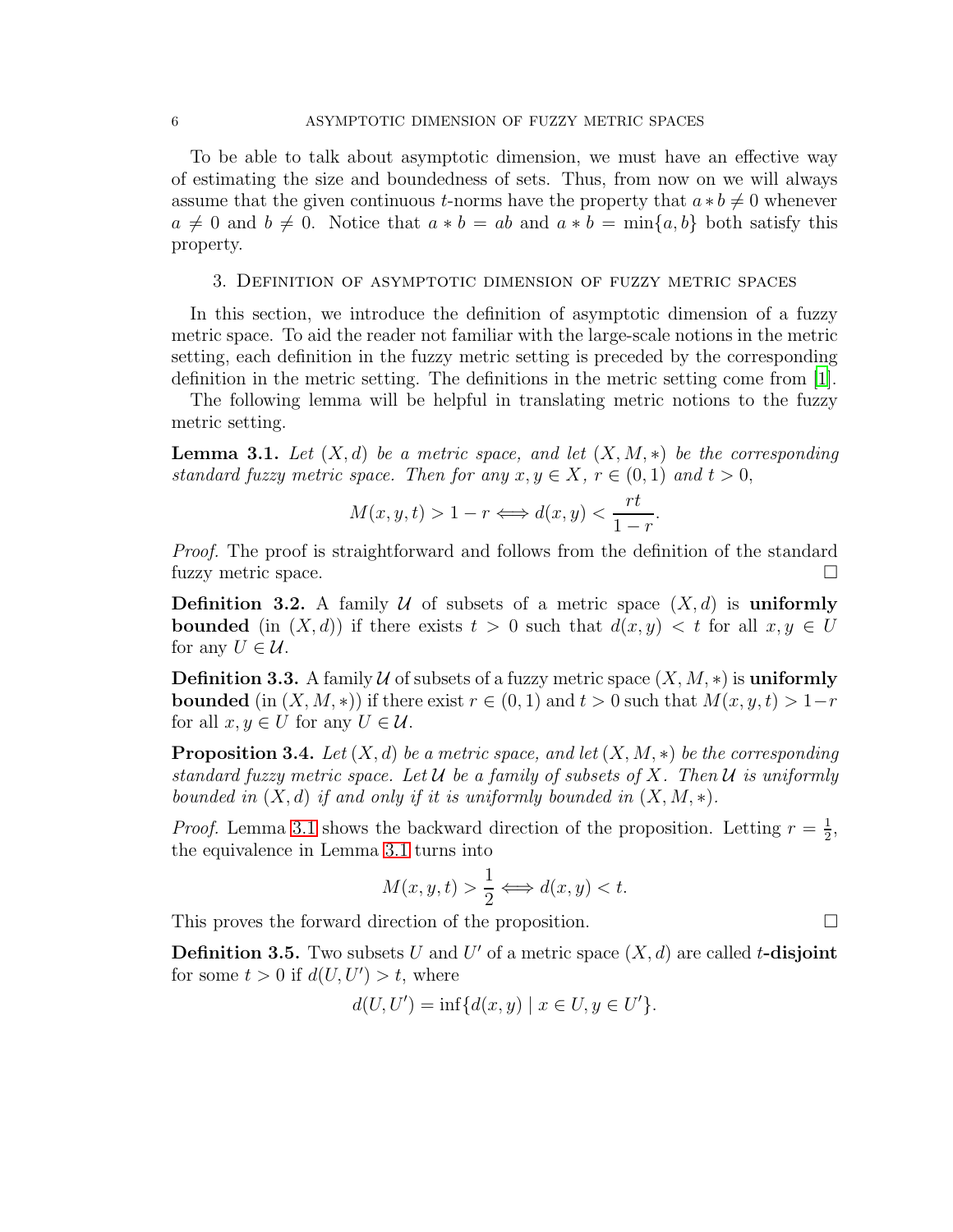To be able to talk about asymptotic dimension, we must have an effective way of estimating the size and boundedness of sets. Thus, from now on we will always assume that the given continuous $t$-norms have the property that $a * b \neq 0$ whenever $a \neq 0$ and $b \neq 0$. Notice that $a * b = ab$ and $a * b = \min\{a, b\}$ both satisfy this property.

## 3. Definition of asymptotic dimension of fuzzy metric spaces

In this section, we introduce the definition of asymptotic dimension of a fuzzy metric space. To aid the reader not familiar with the large-scale notions in the metric setting, each definition in the fuzzy metric setting is preceded by the corresponding definition in the metric setting. The definitions in the metric setting come from [1].

The following lemma will be helpful in translating metric notions to the fuzzy metric setting.

**Lemma 3.1.** *Let $(X, d)$ be a metric space, and let $(X, M, *)$ be the corresponding standard fuzzy metric space. Then for any $x, y \in X$, $r \in (0, 1)$ and $t > 0$,*

$$M(x, y, t) > 1 - r \iff d(x, y) < \frac{rt}{1 - r}.$$

*Proof.* The proof is straightforward and follows from the definition of the standard fuzzy metric space. □

**Definition 3.2.** A family $\mathcal{U}$ of subsets of a metric space $(X, d)$ is **uniformly bounded** (in $(X, d)$) if there exists $t > 0$ such that $d(x, y) < t$ for all $x, y \in U$ for any $U \in \mathcal{U}$.

**Definition 3.3.** A family $\mathcal{U}$ of subsets of a fuzzy metric space $(X, M, *)$ is **uniformly bounded** (in $(X, M, *)$) if there exist $r \in (0, 1)$ and $t > 0$ such that $M(x, y, t) > 1 - r$ for all $x, y \in U$ for any $U \in \mathcal{U}$.

**Proposition 3.4.** *Let $(X, d)$ be a metric space, and let $(X, M, *)$ be the corresponding standard fuzzy metric space. Let $\mathcal{U}$ be a family of subsets of $X$. Then $\mathcal{U}$ is uniformly bounded in $(X, d)$ if and only if it is uniformly bounded in $(X, M, *)$.*

*Proof.* Lemma 3.1 shows the backward direction of the proposition. Letting $r = \frac{1}{2}$, the equivalence in Lemma 3.1 turns into

$$M(x, y, t) > \frac{1}{2} \iff d(x, y) < t.$$

This proves the forward direction of the proposition. □

**Definition 3.5.** Two subsets $U$ and $U'$ of a metric space $(X, d)$ are called $t$**-disjoint** for some $t > 0$ if $d(U, U') > t$, where

$$d(U, U') = \inf\{d(x, y) \mid x \in U, y \in U'\}.$$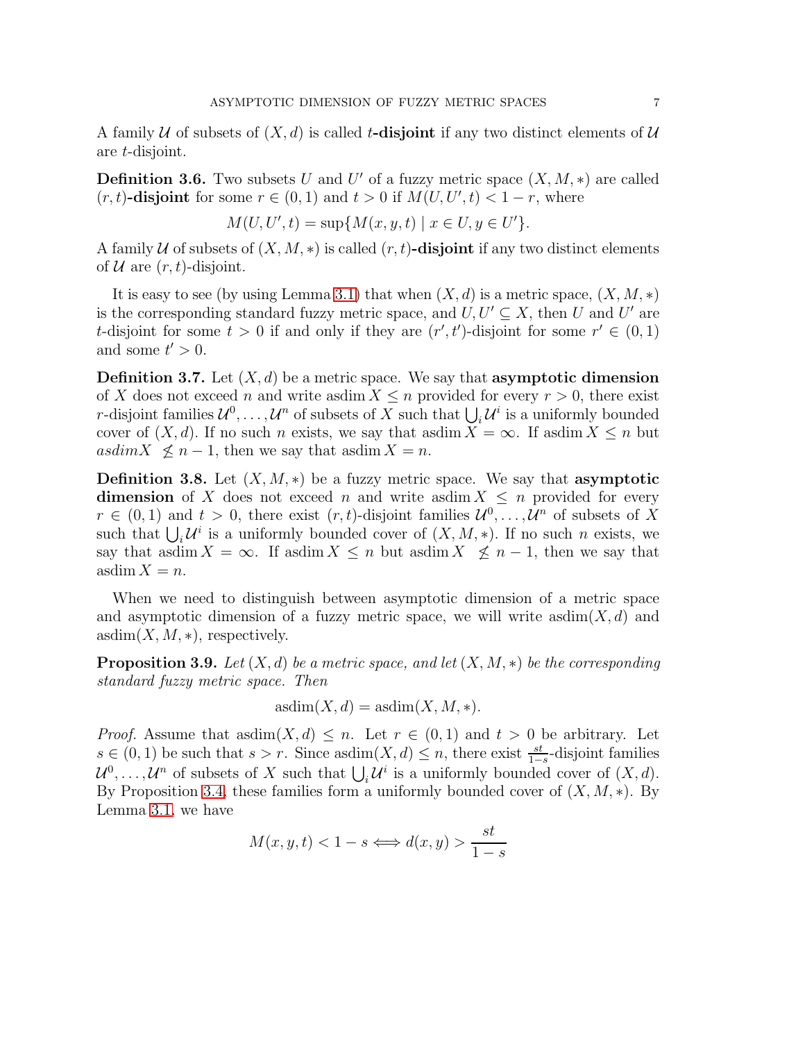A family $\mathcal{U}$ of subsets of $(X, d)$ is called **$t$-disjoint** if any two distinct elements of $\mathcal{U}$ are $t$-disjoint.

**Definition 3.6.** Two subsets $U$ and $U'$ of a fuzzy metric space $(X, M, *)$ are called **$(r, t)$-disjoint** for some $r \in (0, 1)$ and $t > 0$ if $M(U, U', t) < 1 - r$, where

$$M(U, U', t) = \sup\{M(x, y, t) \mid x \in U, y \in U'\}.$$

A family $\mathcal{U}$ of subsets of $(X, M, *)$ is called **$(r, t)$-disjoint** if any two distinct elements of $\mathcal{U}$ are $(r, t)$-disjoint.

It is easy to see (by using Lemma 3.1) that when $(X, d)$ is a metric space, $(X, M, *)$ is the corresponding standard fuzzy metric space, and $U, U' \subseteq X$, then $U$ and $U'$ are $t$-disjoint for some $t > 0$ if and only if they are $(r', t')$-disjoint for some $r' \in (0, 1)$ and some $t' > 0$.

**Definition 3.7.** Let $(X, d)$ be a metric space. We say that **asymptotic dimension** of $X$ does not exceed $n$ and write $\operatorname{asdim} X \leq n$ provided for every $r > 0$, there exist $r$-disjoint families $\mathcal{U}^0, \ldots, \mathcal{U}^n$ of subsets of $X$ such that $\bigcup_i \mathcal{U}^i$ is a uniformly bounded cover of $(X, d)$. If no such $n$ exists, we say that $\operatorname{asdim} X = \infty$. If $\operatorname{asdim} X \leq n$ but $asdimX \not\leq n - 1$, then we say that $\operatorname{asdim} X = n$.

**Definition 3.8.** Let $(X, M, *)$ be a fuzzy metric space. We say that **asymptotic dimension** of $X$ does not exceed $n$ and write $\operatorname{asdim} X \leq n$ provided for every $r \in (0, 1)$ and $t > 0$, there exist $(r, t)$-disjoint families $\mathcal{U}^0, \ldots, \mathcal{U}^n$ of subsets of $X$ such that $\bigcup_i \mathcal{U}^i$ is a uniformly bounded cover of $(X, M, *)$. If no such $n$ exists, we say that $\operatorname{asdim} X = \infty$. If $\operatorname{asdim} X \leq n$ but $\operatorname{asdim} X \not\leq n - 1$, then we say that $\operatorname{asdim} X = n$.

When we need to distinguish between asymptotic dimension of a metric space and asymptotic dimension of a fuzzy metric space, we will write $\operatorname{asdim}(X, d)$ and $\operatorname{asdim}(X, M, *)$, respectively.

**Proposition 3.9.** *Let $(X, d)$ be a metric space, and let $(X, M, *)$ be the corresponding standard fuzzy metric space. Then*

$$\operatorname{asdim}(X, d) = \operatorname{asdim}(X, M, *).$$

*Proof.* Assume that $\operatorname{asdim}(X, d) \leq n$. Let $r \in (0, 1)$ and $t > 0$ be arbitrary. Let $s \in (0, 1)$ be such that $s > r$. Since $\operatorname{asdim}(X, d) \leq n$, there exist $\frac{st}{1-s}$-disjoint families $\mathcal{U}^0, \ldots, \mathcal{U}^n$ of subsets of $X$ such that $\bigcup_i \mathcal{U}^i$ is a uniformly bounded cover of $(X, d)$. By Proposition 3.4, these families form a uniformly bounded cover of $(X, M, *)$. By Lemma 3.1, we have

$$M(x, y, t) < 1 - s \Longleftrightarrow d(x, y) > \frac{st}{1 - s}$$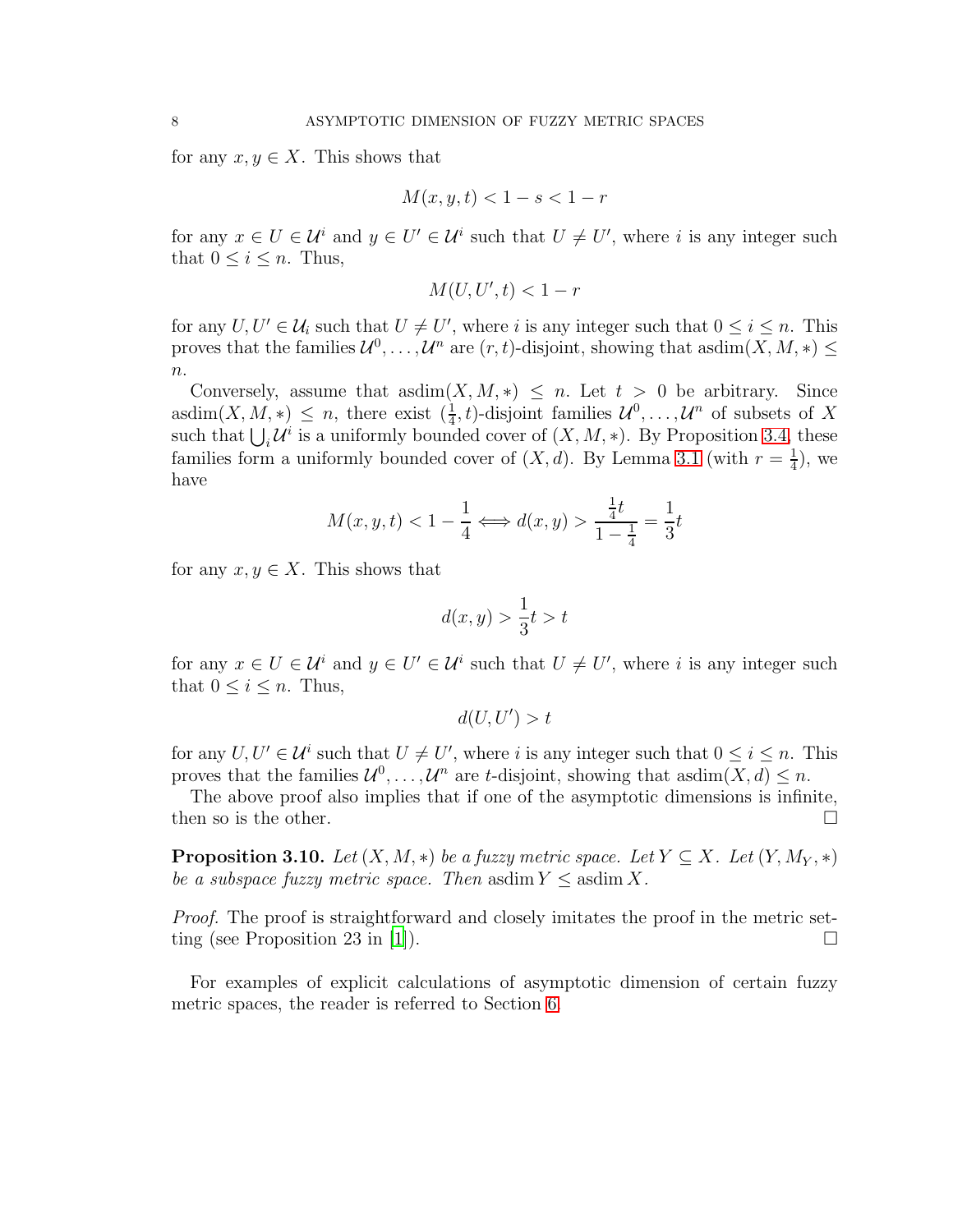for any $x, y \in X$. This shows that

$$M(x, y, t) < 1 - s < 1 - r$$

for any $x \in U \in \mathcal{U}^i$ and $y \in U' \in \mathcal{U}^i$ such that $U \neq U'$, where $i$ is any integer such that $0 \leq i \leq n$. Thus,

$$M(U, U', t) < 1 - r$$

for any $U, U' \in \mathcal{U}_i$ such that $U \neq U'$, where $i$ is any integer such that $0 \leq i \leq n$. This proves that the families $\mathcal{U}^0, \ldots, \mathcal{U}^n$ are $(r, t)$-disjoint, showing that $\operatorname{asdim}(X, M, *) \leq n$.

Conversely, assume that $\operatorname{asdim}(X, M, *) \leq n$. Let $t > 0$ be arbitrary. Since $\operatorname{asdim}(X, M, *) \leq n$, there exist $(\frac{1}{4}, t)$-disjoint families $\mathcal{U}^0, \ldots, \mathcal{U}^n$ of subsets of $X$ such that $\bigcup_i \mathcal{U}^i$ is a uniformly bounded cover of $(X, M, *)$. By Proposition 3.4, these families form a uniformly bounded cover of $(X, d)$. By Lemma 3.1 (with $r = \frac{1}{4}$), we have

$$M(x, y, t) < 1 - \frac{1}{4} \iff d(x, y) > \frac{\frac{1}{4}t}{1 - \frac{1}{4}} = \frac{1}{3}t$$

for any $x, y \in X$. This shows that

$$d(x, y) > \frac{1}{3}t > t$$

for any $x \in U \in \mathcal{U}^i$ and $y \in U' \in \mathcal{U}^i$ such that $U \neq U'$, where $i$ is any integer such that $0 \leq i \leq n$. Thus,

$$d(U, U') > t$$

for any $U, U' \in \mathcal{U}^i$ such that $U \neq U'$, where $i$ is any integer such that $0 \leq i \leq n$. This proves that the families $\mathcal{U}^0, \ldots, \mathcal{U}^n$ are $t$-disjoint, showing that $\operatorname{asdim}(X, d) \leq n$.

The above proof also implies that if one of the asymptotic dimensions is infinite, then so is the other. $\square$

**Proposition 3.10.** *Let $(X, M, *)$ be a fuzzy metric space. Let $Y \subseteq X$. Let $(Y, M_Y, *)$ be a subspace fuzzy metric space. Then* $\operatorname{asdim} Y \leq \operatorname{asdim} X$.

*Proof.* The proof is straightforward and closely imitates the proof in the metric setting (see Proposition 23 in [1]). $\square$

For examples of explicit calculations of asymptotic dimension of certain fuzzy metric spaces, the reader is referred to Section 6.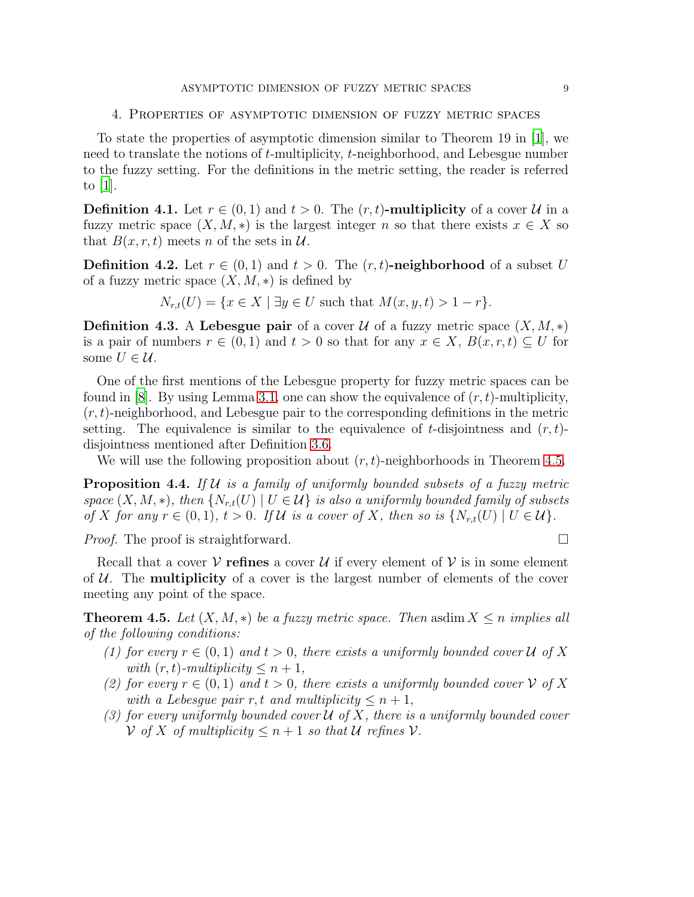## 4. Properties of asymptotic dimension of fuzzy metric spaces

To state the properties of asymptotic dimension similar to Theorem 19 in [1], we need to translate the notions of $t$-multiplicity, $t$-neighborhood, and Lebesgue number to the fuzzy setting. For the definitions in the metric setting, the reader is referred to [1].

**Definition 4.1.** Let $r \in (0,1)$ and $t > 0$. The **$(r,t)$-multiplicity** of a cover $\mathcal{U}$ in a fuzzy metric space $(X, M, *)$ is the largest integer $n$ so that there exists $x \in X$ so that $B(x, r, t)$ meets $n$ of the sets in $\mathcal{U}$.

**Definition 4.2.** Let $r \in (0,1)$ and $t > 0$. The **$(r,t)$-neighborhood** of a subset $U$ of a fuzzy metric space $(X, M, *)$ is defined by

$$N_{r,t}(U) = \{x \in X \mid \exists y \in U \text{ such that } M(x,y,t) > 1 - r\}.$$

**Definition 4.3.** A **Lebesgue pair** of a cover $\mathcal{U}$ of a fuzzy metric space $(X, M, *)$ is a pair of numbers $r \in (0,1)$ and $t > 0$ so that for any $x \in X$, $B(x, r, t) \subseteq U$ for some $U \in \mathcal{U}$.

One of the first mentions of the Lebesgue property for fuzzy metric spaces can be found in [8]. By using Lemma 3.1, one can show the equivalence of $(r,t)$-multiplicity, $(r,t)$-neighborhood, and Lebesgue pair to the corresponding definitions in the metric setting. The equivalence is similar to the equivalence of $t$-disjointness and $(r,t)$-disjointness mentioned after Definition 3.6.

We will use the following proposition about $(r,t)$-neighborhoods in Theorem 4.5.

**Proposition 4.4.** *If $\mathcal{U}$ is a family of uniformly bounded subsets of a fuzzy metric space $(X, M, *)$, then $\{N_{r,t}(U) \mid U \in \mathcal{U}\}$ is also a uniformly bounded family of subsets of $X$ for any $r \in (0,1)$, $t > 0$. If $\mathcal{U}$ is a cover of $X$, then so is $\{N_{r,t}(U) \mid U \in \mathcal{U}\}$.*

*Proof.* The proof is straightforward. □

Recall that a cover $\mathcal{V}$ **refines** a cover $\mathcal{U}$ if every element of $\mathcal{V}$ is in some element of $\mathcal{U}$. The **multiplicity** of a cover is the largest number of elements of the cover meeting any point of the space.

**Theorem 4.5.** *Let $(X, M, *)$ be a fuzzy metric space. Then $\operatorname{asdim} X \leq n$ implies all of the following conditions:*

1. *for every $r \in (0,1)$ and $t > 0$, there exists a uniformly bounded cover $\mathcal{U}$ of $X$ with $(r,t)$-multiplicity $\leq n+1$,*
2. *for every $r \in (0,1)$ and $t > 0$, there exists a uniformly bounded cover $\mathcal{V}$ of $X$ with a Lebesgue pair $r, t$ and multiplicity $\leq n+1$,*
3. *for every uniformly bounded cover $\mathcal{U}$ of $X$, there is a uniformly bounded cover $\mathcal{V}$ of $X$ of multiplicity $\leq n+1$ so that $\mathcal{U}$ refines $\mathcal{V}$.*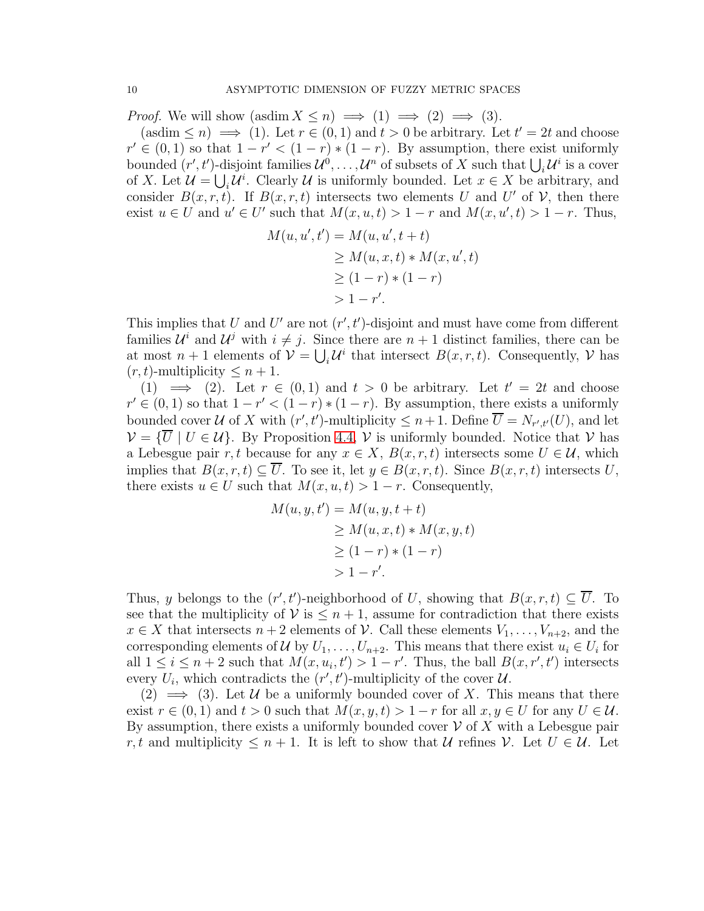*Proof.* We will show (asdim $X \leq n$) $\implies$ (1) $\implies$ (2) $\implies$ (3).

(asdim $\leq n$) $\implies$ (1). Let $r \in (0,1)$ and $t > 0$ be arbitrary. Let $t' = 2t$ and choose $r' \in (0,1)$ so that $1 - r' < (1-r) * (1-r)$. By assumption, there exist uniformly bounded $(r', t')$-disjoint families $\mathcal{U}^0, \ldots, \mathcal{U}^n$ of subsets of $X$ such that $\bigcup_i \mathcal{U}^i$ is a cover of $X$. Let $\mathcal{U} = \bigcup_i \mathcal{U}^i$. Clearly $\mathcal{U}$ is uniformly bounded. Let $x \in X$ be arbitrary, and consider $B(x, r, t)$. If $B(x, r, t)$ intersects two elements $U$ and $U'$ of $\mathcal{V}$, then there exist $u \in U$ and $u' \in U'$ such that $M(x, u, t) > 1 - r$ and $M(x, u', t) > 1 - r$. Thus,

$$\begin{aligned}
M(u, u', t') &= M(u, u', t + t) \\
&\geq M(u, x, t) * M(x, u', t) \\
&\geq (1-r) * (1-r) \\
&> 1 - r'.
\end{aligned}$$

This implies that $U$ and $U'$ are not $(r', t')$-disjoint and must have come from different families $\mathcal{U}^i$ and $\mathcal{U}^j$ with $i \neq j$. Since there are $n+1$ distinct families, there can be at most $n+1$ elements of $\mathcal{V} = \bigcup_i \mathcal{U}^i$ that intersect $B(x, r, t)$. Consequently, $\mathcal{V}$ has $(r, t)$-multiplicity $\leq n+1$.

(1) $\implies$ (2). Let $r \in (0,1)$ and $t > 0$ be arbitrary. Let $t' = 2t$ and choose $r' \in (0,1)$ so that $1 - r' < (1-r) * (1-r)$. By assumption, there exists a uniformly bounded cover $\mathcal{U}$ of $X$ with $(r', t')$-multiplicity $\leq n+1$. Define $\overline{U} = N_{r',t'}(U)$, and let $\mathcal{V} = \{\overline{U} \mid U \in \mathcal{U}\}$. By Proposition 4.4, $\mathcal{V}$ is uniformly bounded. Notice that $\mathcal{V}$ has a Lebesgue pair $r, t$ because for any $x \in X$, $B(x, r, t)$ intersects some $U \in \mathcal{U}$, which implies that $B(x, r, t) \subseteq \overline{U}$. To see it, let $y \in B(x, r, t)$. Since $B(x, r, t)$ intersects $U$, there exists $u \in U$ such that $M(x, u, t) > 1 - r$. Consequently,

$$\begin{aligned}
M(u, y, t') &= M(u, y, t + t) \\
&\geq M(u, x, t) * M(x, y, t) \\
&\geq (1-r) * (1-r) \\
&> 1 - r'.
\end{aligned}$$

Thus, $y$ belongs to the $(r', t')$-neighborhood of $U$, showing that $B(x, r, t) \subseteq \overline{U}$. To see that the multiplicity of $\mathcal{V}$ is $\leq n+1$, assume for contradiction that there exists $x \in X$ that intersects $n+2$ elements of $\mathcal{V}$. Call these elements $V_1, \ldots, V_{n+2}$, and the corresponding elements of $\mathcal{U}$ by $U_1, \ldots, U_{n+2}$. This means that there exist $u_i \in U_i$ for all $1 \leq i \leq n+2$ such that $M(x, u_i, t') > 1 - r'$. Thus, the ball $B(x, r', t')$ intersects every $U_i$, which contradicts the $(r', t')$-multiplicity of the cover $\mathcal{U}$.

(2) $\implies$ (3). Let $\mathcal{U}$ be a uniformly bounded cover of $X$. This means that there exist $r \in (0,1)$ and $t > 0$ such that $M(x, y, t) > 1 - r$ for all $x, y \in U$ for any $U \in \mathcal{U}$. By assumption, there exists a uniformly bounded cover $\mathcal{V}$ of $X$ with a Lebesgue pair $r, t$ and multiplicity $\leq n+1$. It is left to show that $\mathcal{U}$ refines $\mathcal{V}$. Let $U \in \mathcal{U}$. Let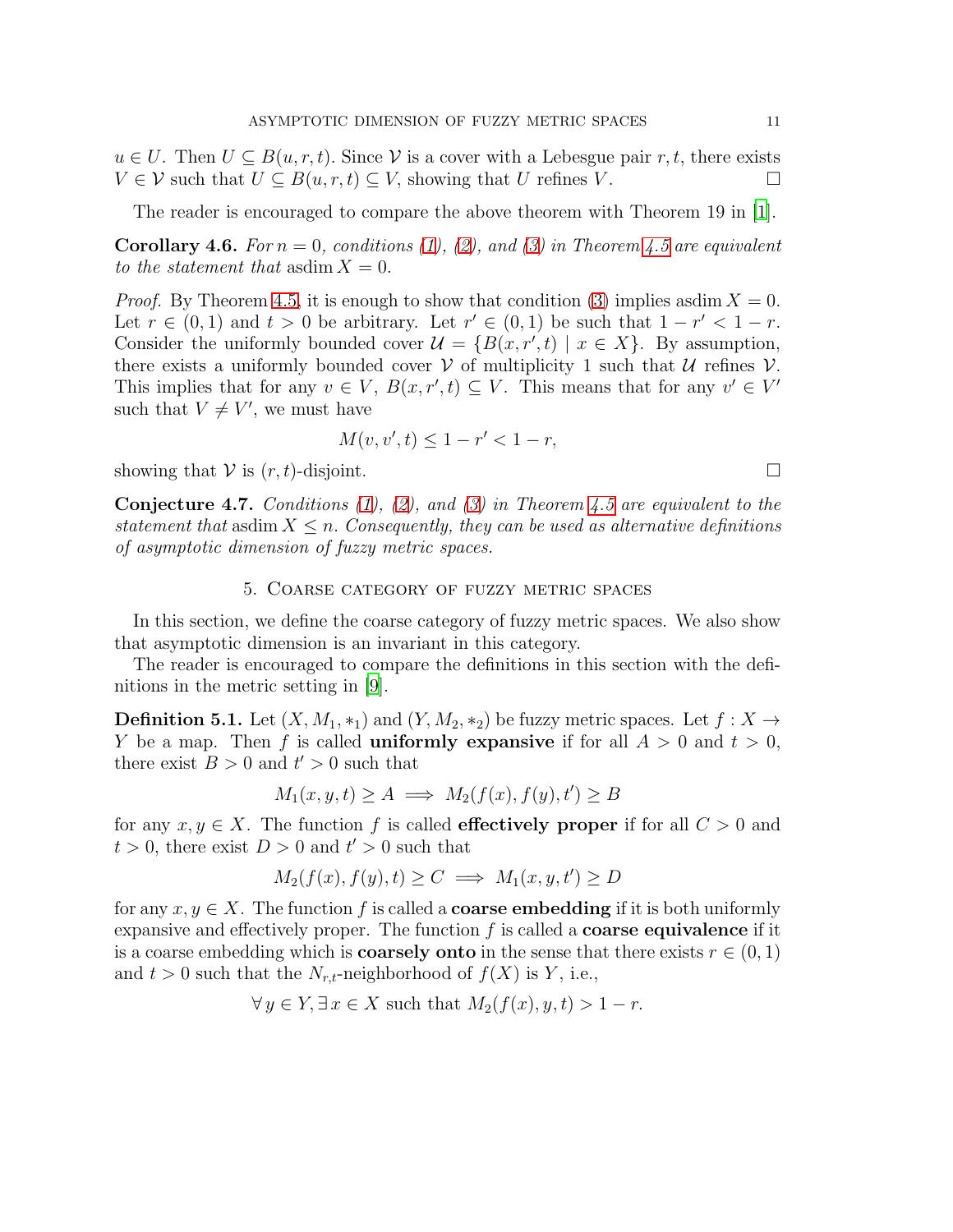$u \in U$. Then $U \subseteq B(u, r, t)$. Since $\mathcal{V}$ is a cover with a Lebesgue pair $r, t$, there exists $V \in \mathcal{V}$ such that $U \subseteq B(u, r, t) \subseteq V$, showing that $U$ refines $V$. □

The reader is encouraged to compare the above theorem with Theorem 19 in [1].

**Corollary 4.6.** *For $n = 0$, conditions (1), (2), and (3) in Theorem 4.5 are equivalent to the statement that* $\operatorname{asdim} X = 0$.

*Proof.* By Theorem 4.5, it is enough to show that condition (3) implies $\operatorname{asdim} X = 0$. Let $r \in (0, 1)$ and $t > 0$ be arbitrary. Let $r' \in (0, 1)$ be such that $1 - r' < 1 - r$. Consider the uniformly bounded cover $\mathcal{U} = \{B(x, r', t) \mid x \in X\}$. By assumption, there exists a uniformly bounded cover $\mathcal{V}$ of multiplicity 1 such that $\mathcal{U}$ refines $\mathcal{V}$. This implies that for any $v \in V$, $B(x, r', t) \subseteq V$. This means that for any $v' \in V'$ such that $V \neq V'$, we must have

$$M(v, v', t) \leq 1 - r' < 1 - r,$$

showing that $\mathcal{V}$ is $(r, t)$-disjoint. □

**Conjecture 4.7.** *Conditions (1), (2), and (3) in Theorem 4.5 are equivalent to the statement that* $\operatorname{asdim} X \leq n$. *Consequently, they can be used as alternative definitions of asymptotic dimension of fuzzy metric spaces.*

## 5. Coarse category of fuzzy metric spaces

In this section, we define the coarse category of fuzzy metric spaces. We also show that asymptotic dimension is an invariant in this category.

The reader is encouraged to compare the definitions in this section with the definitions in the metric setting in [9].

**Definition 5.1.** Let $(X, M_1, *_1)$ and $(Y, M_2, *_2)$ be fuzzy metric spaces. Let $f : X \to Y$ be a map. Then $f$ is called **uniformly expansive** if for all $A > 0$ and $t > 0$, there exist $B > 0$ and $t' > 0$ such that

$$M_1(x, y, t) \geq A \implies M_2(f(x), f(y), t') \geq B$$

for any $x, y \in X$. The function $f$ is called **effectively proper** if for all $C > 0$ and $t > 0$, there exist $D > 0$ and $t' > 0$ such that

$$M_2(f(x), f(y), t) \geq C \implies M_1(x, y, t') \geq D$$

for any $x, y \in X$. The function $f$ is called a **coarse embedding** if it is both uniformly expansive and effectively proper. The function $f$ is called a **coarse equivalence** if it is a coarse embedding which is **coarsely onto** in the sense that there exists $r \in (0, 1)$ and $t > 0$ such that the $N_{r,t}$-neighborhood of $f(X)$ is $Y$, i.e.,

$$\forall\, y \in Y, \exists\, x \in X \text{ such that } M_2(f(x), y, t) > 1 - r.$$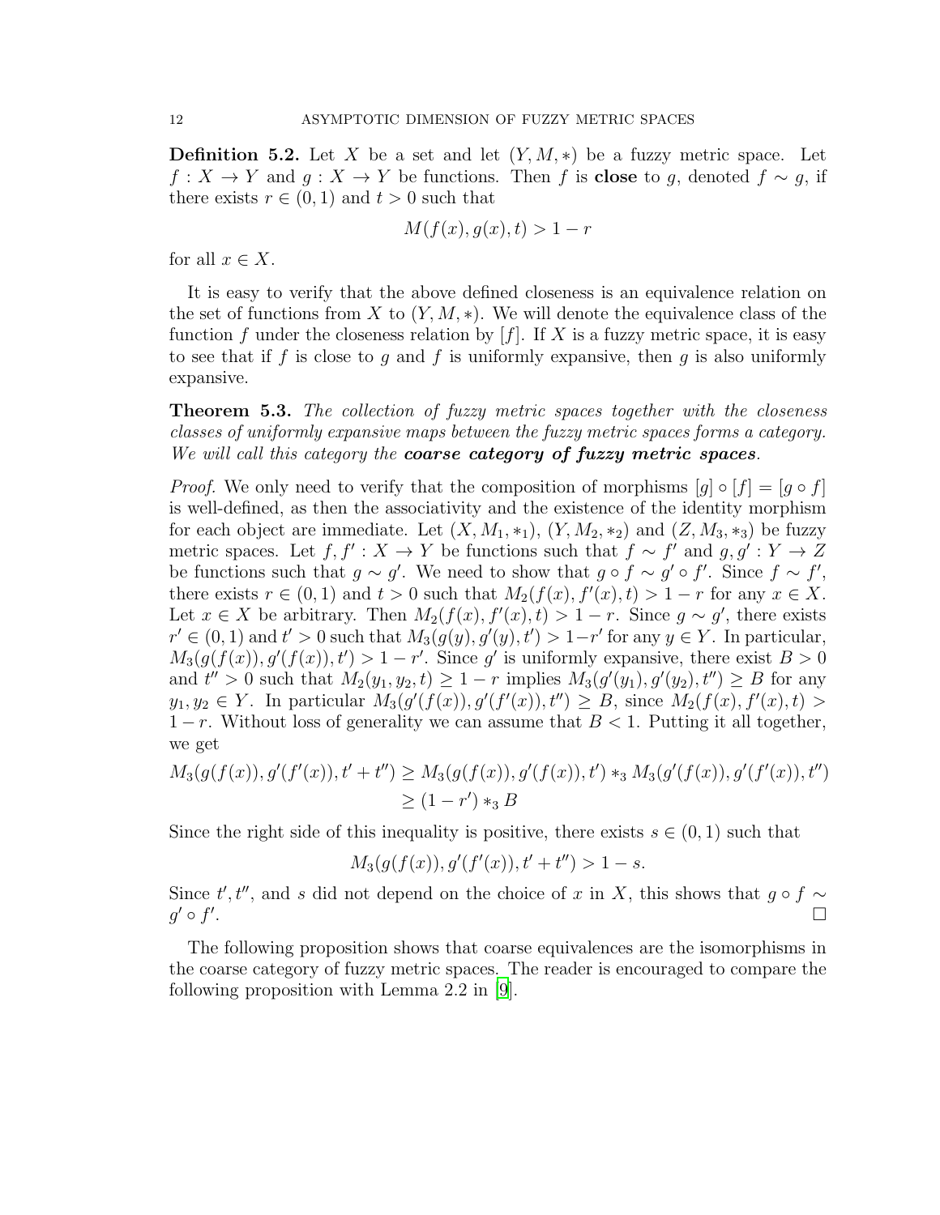**Definition 5.2.** Let $X$ be a set and let $(Y, M, *)$ be a fuzzy metric space. Let $f : X \to Y$ and $g : X \to Y$ be functions. Then $f$ is **close** to $g$, denoted $f \sim g$, if there exists $r \in (0, 1)$ and $t > 0$ such that

$$M(f(x), g(x), t) > 1 - r$$

for all $x \in X$.

It is easy to verify that the above defined closeness is an equivalence relation on the set of functions from $X$ to $(Y, M, *)$. We will denote the equivalence class of the function $f$ under the closeness relation by $[f]$. If $X$ is a fuzzy metric space, it is easy to see that if $f$ is close to $g$ and $f$ is uniformly expansive, then $g$ is also uniformly expansive.

**Theorem 5.3.** *The collection of fuzzy metric spaces together with the closeness classes of uniformly expansive maps between the fuzzy metric spaces forms a category. We will call this category the* ***coarse category of fuzzy metric spaces****.*

*Proof.* We only need to verify that the composition of morphisms $[g] \circ [f] = [g \circ f]$ is well-defined, as then the associativity and the existence of the identity morphism for each object are immediate. Let $(X, M_1, *_1)$, $(Y, M_2, *_2)$ and $(Z, M_3, *_3)$ be fuzzy metric spaces. Let $f, f' : X \to Y$ be functions such that $f \sim f'$ and $g, g' : Y \to Z$ be functions such that $g \sim g'$. We need to show that $g \circ f \sim g' \circ f'$. Since $f \sim f'$, there exists $r \in (0, 1)$ and $t > 0$ such that $M_2(f(x), f'(x), t) > 1 - r$ for any $x \in X$. Let $x \in X$ be arbitrary. Then $M_2(f(x), f'(x), t) > 1 - r$. Since $g \sim g'$, there exists $r' \in (0, 1)$ and $t' > 0$ such that $M_3(g(y), g'(y), t') > 1 - r'$ for any $y \in Y$. In particular, $M_3(g(f(x)), g'(f(x)), t') > 1 - r'$. Since $g'$ is uniformly expansive, there exist $B > 0$ and $t'' > 0$ such that $M_2(y_1, y_2, t) \geq 1 - r$ implies $M_3(g'(y_1), g'(y_2), t'') \geq B$ for any $y_1, y_2 \in Y$. In particular $M_3(g'(f(x)), g'(f'(x)), t'') \geq B$, since $M_2(f(x), f'(x), t) > 1 - r$. Without loss of generality we can assume that $B < 1$. Putting it all together, we get

$$\begin{aligned} M_3(g(f(x)), g'(f'(x)), t' + t'') &\geq M_3(g(f(x)), g'(f(x)), t') *_3 M_3(g'(f(x)), g'(f'(x)), t'') \\ &\geq (1 - r') *_3 B \end{aligned}$$

Since the right side of this inequality is positive, there exists $s \in (0, 1)$ such that

$$M_3(g(f(x)), g'(f'(x)), t' + t'') > 1 - s.$$

Since $t', t''$, and $s$ did not depend on the choice of $x$ in $X$, this shows that $g \circ f \sim g' \circ f'$. □

The following proposition shows that coarse equivalences are the isomorphisms in the coarse category of fuzzy metric spaces. The reader is encouraged to compare the following proposition with Lemma 2.2 in [9].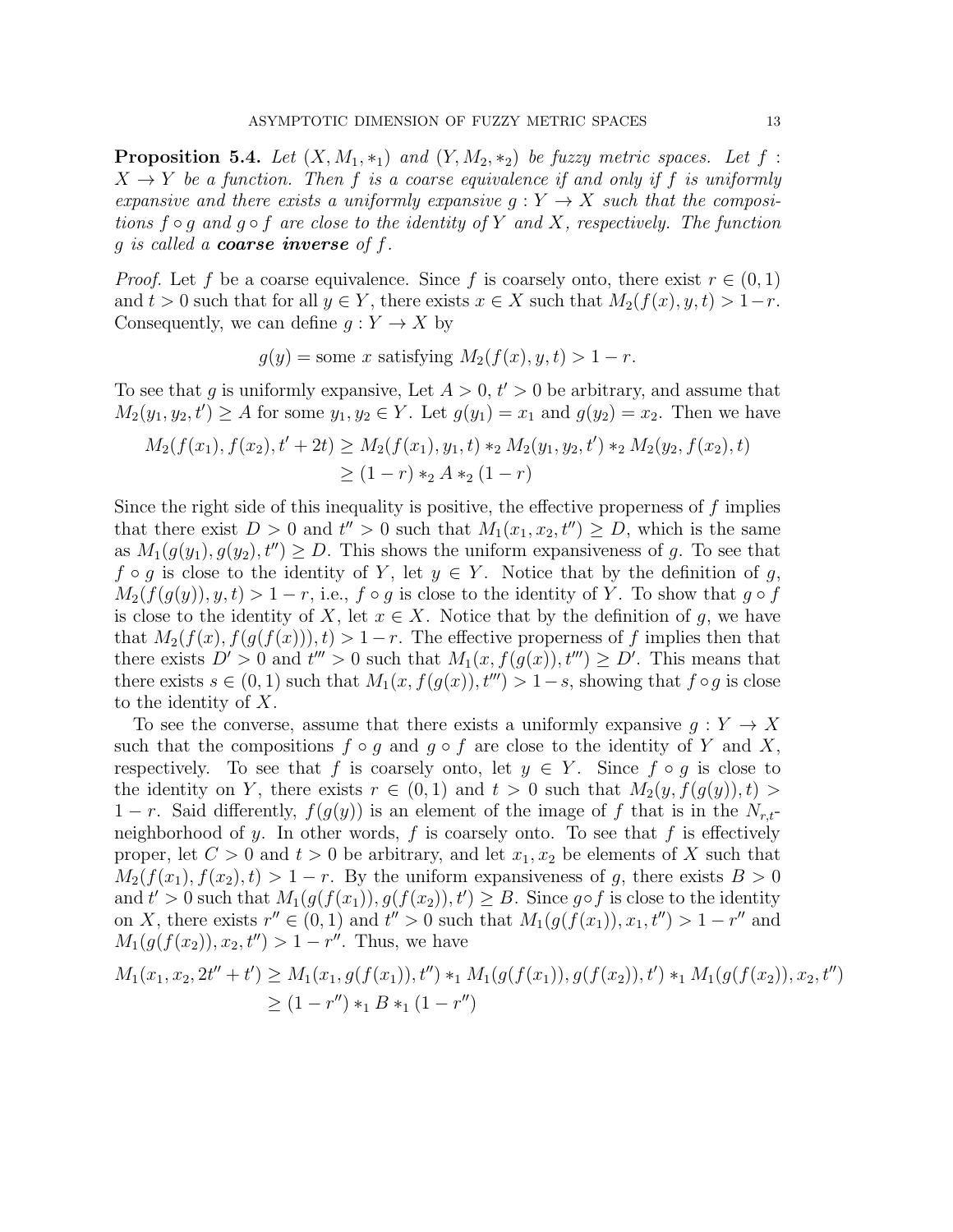**Proposition 5.4.** *Let $(X, M_1, *_1)$ and $(Y, M_2, *_2)$ be fuzzy metric spaces. Let $f : X \to Y$ be a function. Then $f$ is a coarse equivalence if and only if $f$ is uniformly expansive and there exists a uniformly expansive $g : Y \to X$ such that the compositions $f \circ g$ and $g \circ f$ are close to the identity of $Y$ and $X$, respectively. The function $g$ is called a* ***coarse inverse*** *of $f$.*

*Proof.* Let $f$ be a coarse equivalence. Since $f$ is coarsely onto, there exist $r \in (0,1)$ and $t > 0$ such that for all $y \in Y$, there exists $x \in X$ such that $M_2(f(x), y, t) > 1-r$. Consequently, we can define $g : Y \to X$ by

$$g(y) = \text{some } x \text{ satisfying } M_2(f(x), y, t) > 1-r.$$

To see that $g$ is uniformly expansive, Let $A > 0$, $t' > 0$ be arbitrary, and assume that $M_2(y_1, y_2, t') \geq A$ for some $y_1, y_2 \in Y$. Let $g(y_1) = x_1$ and $g(y_2) = x_2$. Then we have

$$\begin{aligned} M_2(f(x_1), f(x_2), t' + 2t) &\geq M_2(f(x_1), y_1, t) *_2 M_2(y_1, y_2, t') *_2 M_2(y_2, f(x_2), t) \\ &\geq (1-r) *_2 A *_2 (1-r) \end{aligned}$$

Since the right side of this inequality is positive, the effective properness of $f$ implies that there exist $D > 0$ and $t'' > 0$ such that $M_1(x_1, x_2, t'') \geq D$, which is the same as $M_1(g(y_1), g(y_2), t'') \geq D$. This shows the uniform expansiveness of $g$. To see that $f \circ g$ is close to the identity of $Y$, let $y \in Y$. Notice that by the definition of $g$, $M_2(f(g(y)), y, t) > 1-r$, i.e., $f \circ g$ is close to the identity of $Y$. To show that $g \circ f$ is close to the identity of $X$, let $x \in X$. Notice that by the definition of $g$, we have that $M_2(f(x), f(g(f(x))), t) > 1-r$. The effective properness of $f$ implies then that there exists $D' > 0$ and $t''' > 0$ such that $M_1(x, f(g(x)), t''') \geq D'$. This means that there exists $s \in (0,1)$ such that $M_1(x, f(g(x)), t''') > 1-s$, showing that $f \circ g$ is close to the identity of $X$.

To see the converse, assume that there exists a uniformly expansive $g : Y \to X$ such that the compositions $f \circ g$ and $g \circ f$ are close to the identity of $Y$ and $X$, respectively. To see that $f$ is coarsely onto, let $y \in Y$. Since $f \circ g$ is close to the identity on $Y$, there exists $r \in (0,1)$ and $t > 0$ such that $M_2(y, f(g(y)), t) > 1-r$. Said differently, $f(g(y))$ is an element of the image of $f$ that is in the $N_{r,t}$-neighborhood of $y$. In other words, $f$ is coarsely onto. To see that $f$ is effectively proper, let $C > 0$ and $t > 0$ be arbitrary, and let $x_1, x_2$ be elements of $X$ such that $M_2(f(x_1), f(x_2), t) > 1-r$. By the uniform expansiveness of $g$, there exists $B > 0$ and $t' > 0$ such that $M_1(g(f(x_1)), g(f(x_2)), t') \geq B$. Since $g \circ f$ is close to the identity on $X$, there exists $r'' \in (0,1)$ and $t'' > 0$ such that $M_1(g(f(x_1)), x_1, t'') > 1-r''$ and $M_1(g(f(x_2)), x_2, t'') > 1-r''$. Thus, we have

$$\begin{aligned} M_1(x_1, x_2, 2t'' + t') &\geq M_1(x_1, g(f(x_1)), t'') *_1 M_1(g(f(x_1)), g(f(x_2)), t') *_1 M_1(g(f(x_2)), x_2, t'') \\ &\geq (1-r'') *_1 B *_1 (1-r'') \end{aligned}$$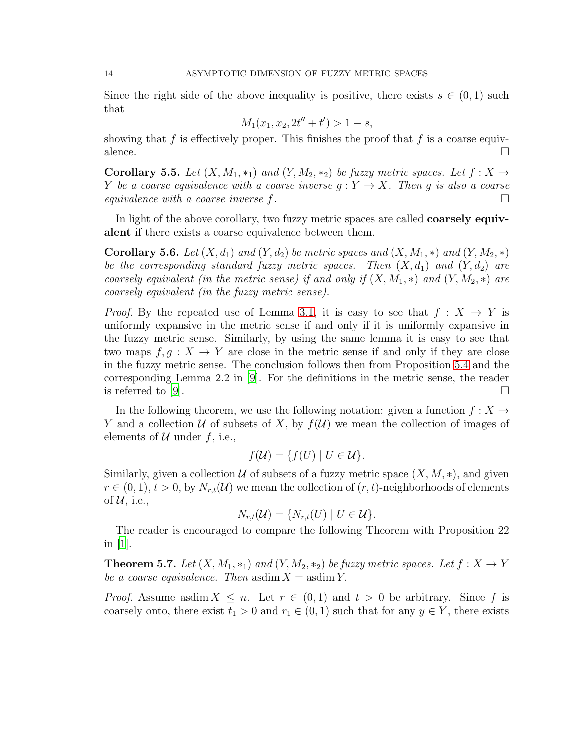Since the right side of the above inequality is positive, there exists $s \in (0,1)$ such that

$$M_1(x_1, x_2, 2t'' + t') > 1 - s,$$

showing that $f$ is effectively proper. This finishes the proof that $f$ is a coarse equivalence. $\square$

**Corollary 5.5.** *Let $(X, M_1, *_1)$ and $(Y, M_2, *_2)$ be fuzzy metric spaces. Let $f : X \to Y$ be a coarse equivalence with a coarse inverse $g : Y \to X$. Then $g$ is also a coarse equivalence with a coarse inverse $f$.* $\square$

In light of the above corollary, two fuzzy metric spaces are called **coarsely equivalent** if there exists a coarse equivalence between them.

**Corollary 5.6.** *Let $(X, d_1)$ and $(Y, d_2)$ be metric spaces and $(X, M_1, *)$ and $(Y, M_2, *)$ be the corresponding standard fuzzy metric spaces. Then $(X, d_1)$ and $(Y, d_2)$ are coarsely equivalent (in the metric sense) if and only if $(X, M_1, *)$ and $(Y, M_2, *)$ are coarsely equivalent (in the fuzzy metric sense).*

*Proof.* By the repeated use of Lemma 3.1, it is easy to see that $f : X \to Y$ is uniformly expansive in the metric sense if and only if it is uniformly expansive in the fuzzy metric sense. Similarly, by using the same lemma it is easy to see that two maps $f, g : X \to Y$ are close in the metric sense if and only if they are close in the fuzzy metric sense. The conclusion follows then from Proposition 5.4 and the corresponding Lemma 2.2 in [9]. For the definitions in the metric sense, the reader is referred to [9]. $\square$

In the following theorem, we use the following notation: given a function $f : X \to Y$ and a collection $\mathcal{U}$ of subsets of $X$, by $f(\mathcal{U})$ we mean the collection of images of elements of $\mathcal{U}$ under $f$, i.e.,

$$f(\mathcal{U}) = \{f(U) \mid U \in \mathcal{U}\}.$$

Similarly, given a collection $\mathcal{U}$ of subsets of a fuzzy metric space $(X, M, *)$, and given $r \in (0,1)$, $t > 0$, by $N_{r,t}(\mathcal{U})$ we mean the collection of $(r,t)$-neighborhoods of elements of $\mathcal{U}$, i.e.,

$$N_{r,t}(\mathcal{U}) = \{N_{r,t}(U) \mid U \in \mathcal{U}\}.$$

The reader is encouraged to compare the following Theorem with Proposition 22 in [1].

**Theorem 5.7.** *Let $(X, M_1, *_1)$ and $(Y, M_2, *_2)$ be fuzzy metric spaces. Let $f : X \to Y$ be a coarse equivalence. Then $\operatorname{asdim} X = \operatorname{asdim} Y$.*

*Proof.* Assume $\operatorname{asdim} X \leq n$. Let $r \in (0,1)$ and $t > 0$ be arbitrary. Since $f$ is coarsely onto, there exist $t_1 > 0$ and $r_1 \in (0,1)$ such that for any $y \in Y$, there exists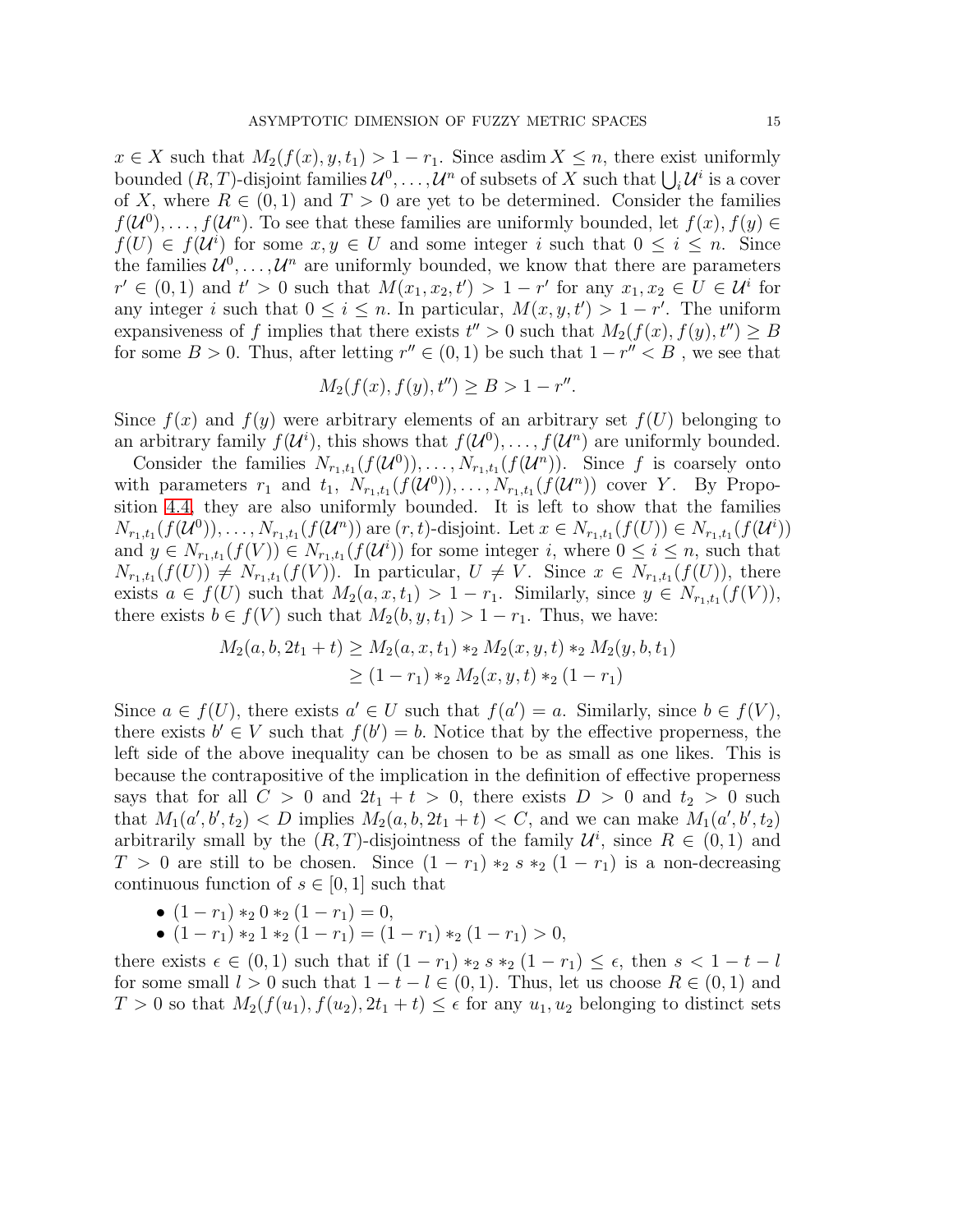$x \in X$ such that $M_2(f(x), y, t_1) > 1 - r_1$. Since asdim $X \leq n$, there exist uniformly bounded $(R, T)$-disjoint families $\mathcal{U}^0, \ldots, \mathcal{U}^n$ of subsets of $X$ such that $\bigcup_i \mathcal{U}^i$ is a cover of $X$, where $R \in (0, 1)$ and $T > 0$ are yet to be determined. Consider the families $f(\mathcal{U}^0), \ldots, f(\mathcal{U}^n)$. To see that these families are uniformly bounded, let $f(x), f(y) \in f(U) \in f(\mathcal{U}^i)$ for some $x, y \in U$ and some integer $i$ such that $0 \leq i \leq n$. Since the families $\mathcal{U}^0, \ldots, \mathcal{U}^n$ are uniformly bounded, we know that there are parameters $r' \in (0, 1)$ and $t' > 0$ such that $M(x_1, x_2, t') > 1 - r'$ for any $x_1, x_2 \in U \in \mathcal{U}^i$ for any integer $i$ such that $0 \leq i \leq n$. In particular, $M(x, y, t') > 1 - r'$. The uniform expansiveness of $f$ implies that there exists $t'' > 0$ such that $M_2(f(x), f(y), t'') \geq B$ for some $B > 0$. Thus, after letting $r'' \in (0, 1)$ be such that $1 - r'' < B$ , we see that

$$M_2(f(x), f(y), t'') \geq B > 1 - r''.$$

Since $f(x)$ and $f(y)$ were arbitrary elements of an arbitrary set $f(U)$ belonging to an arbitrary family $f(\mathcal{U}^i)$, this shows that $f(\mathcal{U}^0), \ldots, f(\mathcal{U}^n)$ are uniformly bounded.

Consider the families $N_{r_1,t_1}(f(\mathcal{U}^0)), \ldots, N_{r_1,t_1}(f(\mathcal{U}^n))$. Since $f$ is coarsely onto with parameters $r_1$ and $t_1$, $N_{r_1,t_1}(f(\mathcal{U}^0)), \ldots, N_{r_1,t_1}(f(\mathcal{U}^n))$ cover $Y$. By Proposition 4.4, they are also uniformly bounded. It is left to show that the families $N_{r_1,t_1}(f(\mathcal{U}^0)), \ldots, N_{r_1,t_1}(f(\mathcal{U}^n))$ are $(r, t)$-disjoint. Let $x \in N_{r_1,t_1}(f(U)) \in N_{r_1,t_1}(f(\mathcal{U}^i))$ and $y \in N_{r_1,t_1}(f(V)) \in N_{r_1,t_1}(f(\mathcal{U}^i))$ for some integer $i$, where $0 \leq i \leq n$, such that $N_{r_1,t_1}(f(U)) \neq N_{r_1,t_1}(f(V))$. In particular, $U \neq V$. Since $x \in N_{r_1,t_1}(f(U))$, there exists $a \in f(U)$ such that $M_2(a, x, t_1) > 1 - r_1$. Similarly, since $y \in N_{r_1,t_1}(f(V))$, there exists $b \in f(V)$ such that $M_2(b, y, t_1) > 1 - r_1$. Thus, we have:

$$\begin{aligned} M_2(a, b, 2t_1 + t) &\geq M_2(a, x, t_1) *_2 M_2(x, y, t) *_2 M_2(y, b, t_1) \\ &\geq (1 - r_1) *_2 M_2(x, y, t) *_2 (1 - r_1) \end{aligned}$$

Since $a \in f(U)$, there exists $a' \in U$ such that $f(a') = a$. Similarly, since $b \in f(V)$, there exists $b' \in V$ such that $f(b') = b$. Notice that by the effective properness, the left side of the above inequality can be chosen to be as small as one likes. This is because the contrapositive of the implication in the definition of effective properness says that for all $C > 0$ and $2t_1 + t > 0$, there exists $D > 0$ and $t_2 > 0$ such that $M_1(a', b', t_2) < D$ implies $M_2(a, b, 2t_1 + t) < C$, and we can make $M_1(a', b', t_2)$ arbitrarily small by the $(R, T)$-disjointness of the family $\mathcal{U}^i$, since $R \in (0, 1)$ and $T > 0$ are still to be chosen. Since $(1 - r_1) *_2 s *_2 (1 - r_1)$ is a non-decreasing continuous function of $s \in [0, 1]$ such that

- $(1 - r_1) *_2 0 *_2 (1 - r_1) = 0$,
- $(1 - r_1) *_2 1 *_2 (1 - r_1) = (1 - r_1) *_2 (1 - r_1) > 0$,

there exists $\epsilon \in (0, 1)$ such that if $(1 - r_1) *_2 s *_2 (1 - r_1) \leq \epsilon$, then $s < 1 - t - l$ for some small $l > 0$ such that $1 - t - l \in (0, 1)$. Thus, let us choose $R \in (0, 1)$ and $T > 0$ so that $M_2(f(u_1), f(u_2), 2t_1 + t) \leq \epsilon$ for any $u_1, u_2$ belonging to distinct sets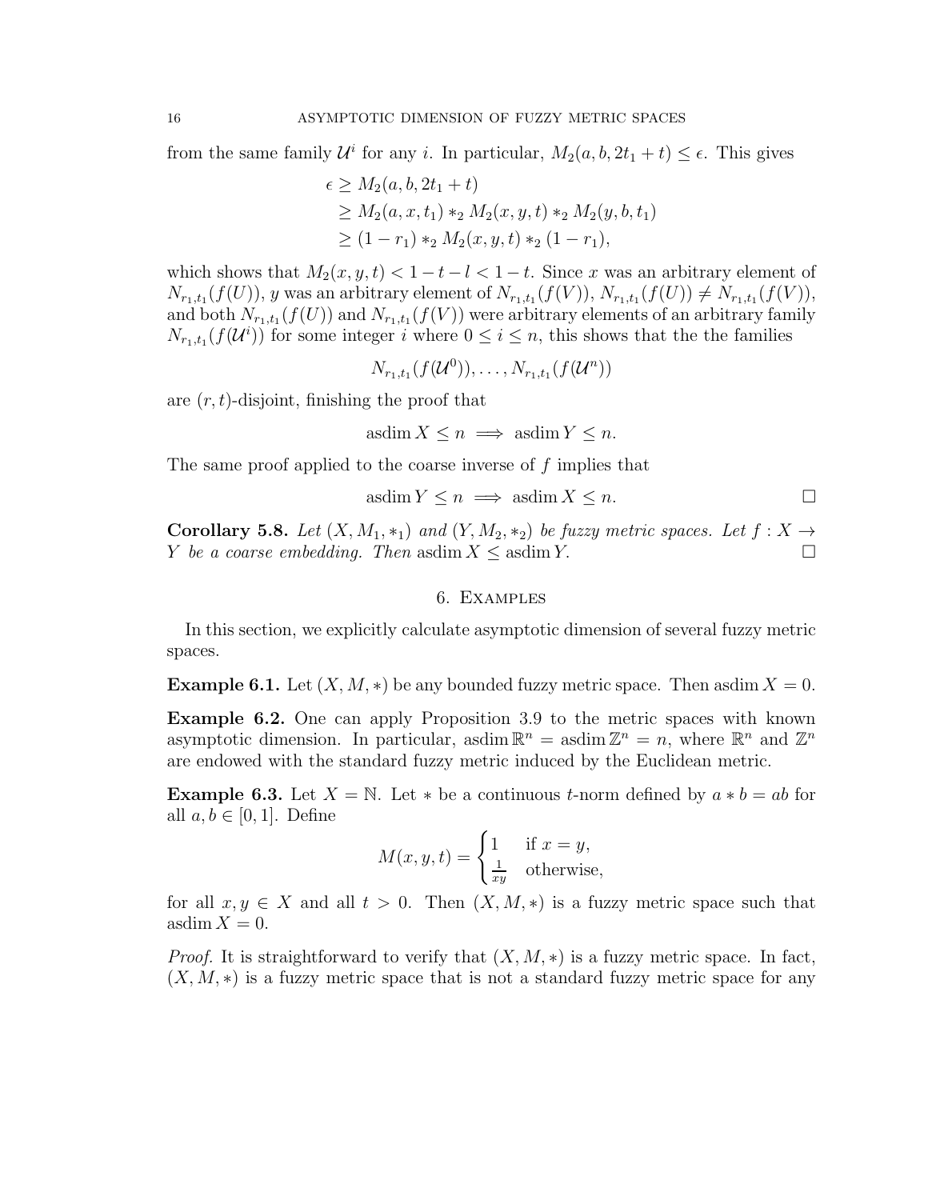from the same family $\mathcal{U}^i$ for any $i$. In particular, $M_2(a, b, 2t_1 + t) \leq \epsilon$. This gives

$$
\begin{aligned}
\epsilon &\geq M_2(a, b, 2t_1 + t) \\
&\geq M_2(a, x, t_1) *_2 M_2(x, y, t) *_2 M_2(y, b, t_1) \\
&\geq (1 - r_1) *_2 M_2(x, y, t) *_2 (1 - r_1),
\end{aligned}
$$

which shows that $M_2(x, y, t) < 1 - t - l < 1 - t$. Since $x$ was an arbitrary element of $N_{r_1,t_1}(f(U))$, $y$ was an arbitrary element of $N_{r_1,t_1}(f(V))$, $N_{r_1,t_1}(f(U)) \neq N_{r_1,t_1}(f(V))$, and both $N_{r_1,t_1}(f(U))$ and $N_{r_1,t_1}(f(V))$ were arbitrary elements of an arbitrary family $N_{r_1,t_1}(f(\mathcal{U}^i))$ for some integer $i$ where $0 \leq i \leq n$, this shows that the the families

$$N_{r_1,t_1}(f(\mathcal{U}^0)), \ldots, N_{r_1,t_1}(f(\mathcal{U}^n))$$

are $(r, t)$-disjoint, finishing the proof that

$$\operatorname{asdim} X \leq n \implies \operatorname{asdim} Y \leq n.$$

The same proof applied to the coarse inverse of $f$ implies that

$$\operatorname{asdim} Y \leq n \implies \operatorname{asdim} X \leq n. \qquad \square$$

**Corollary 5.8.** *Let $(X, M_1, *_1)$ and $(Y, M_2, *_2)$ be fuzzy metric spaces. Let $f : X \to Y$ be a coarse embedding. Then* $\operatorname{asdim} X \leq \operatorname{asdim} Y$. $\square$

## 6. Examples

In this section, we explicitly calculate asymptotic dimension of several fuzzy metric spaces.

**Example 6.1.** Let $(X, M, *)$ be any bounded fuzzy metric space. Then $\operatorname{asdim} X = 0$.

**Example 6.2.** One can apply Proposition 3.9 to the metric spaces with known asymptotic dimension. In particular, $\operatorname{asdim} \mathbb{R}^n = \operatorname{asdim} \mathbb{Z}^n = n$, where $\mathbb{R}^n$ and $\mathbb{Z}^n$ are endowed with the standard fuzzy metric induced by the Euclidean metric.

**Example 6.3.** Let $X = \mathbb{N}$. Let $*$ be a continuous $t$-norm defined by $a * b = ab$ for all $a, b \in [0, 1]$. Define

$$M(x, y, t) = \begin{cases} 1 & \text{if } x = y, \\ \frac{1}{xy} & \text{otherwise,} \end{cases}$$

for all $x, y \in X$ and all $t > 0$. Then $(X, M, *)$ is a fuzzy metric space such that $\operatorname{asdim} X = 0$.

*Proof.* It is straightforward to verify that $(X, M, *)$ is a fuzzy metric space. In fact, $(X, M, *)$ is a fuzzy metric space that is not a standard fuzzy metric space for any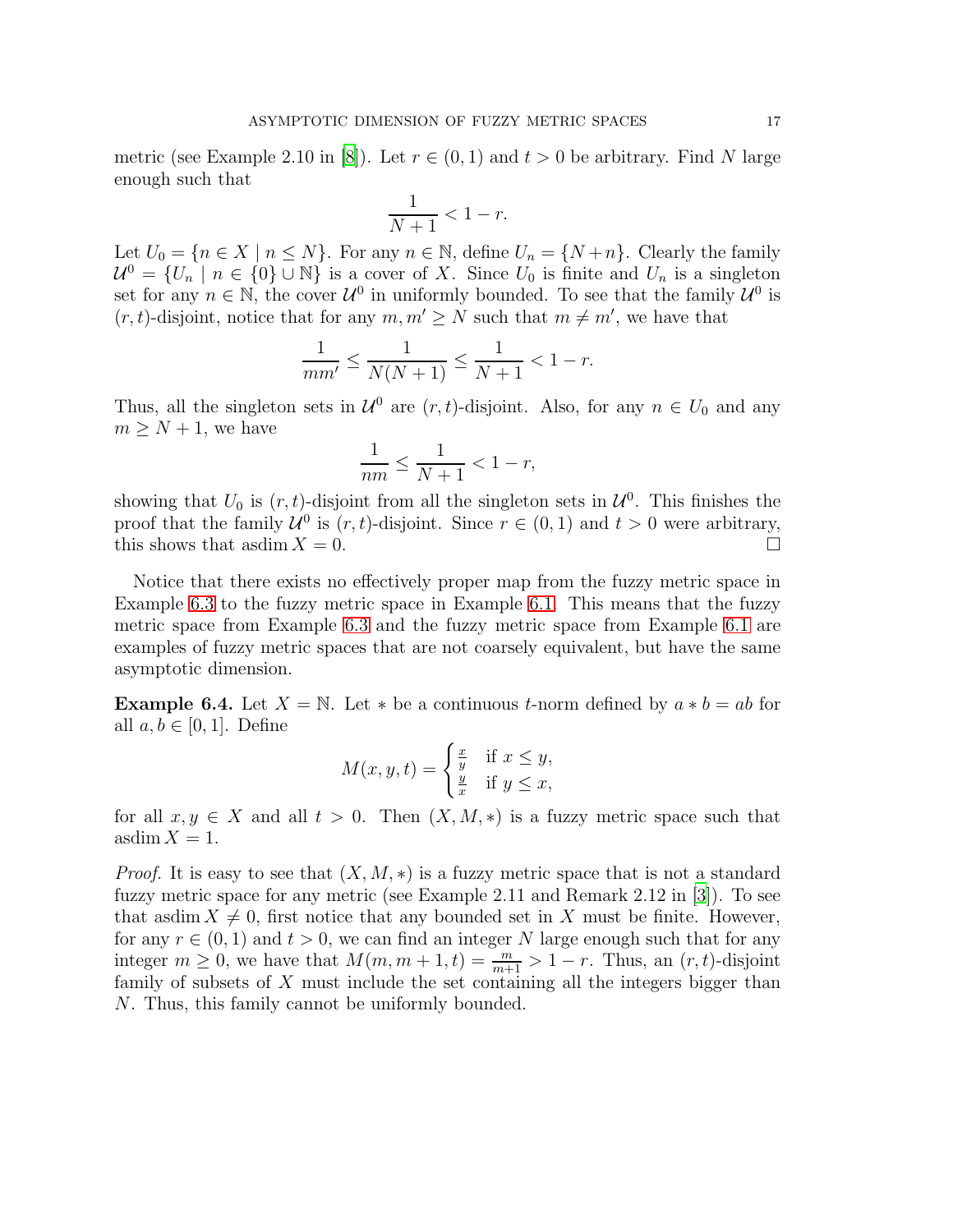metric (see Example 2.10 in [8]). Let $r \in (0,1)$ and $t > 0$ be arbitrary. Find $N$ large enough such that

$$\frac{1}{N+1} < 1 - r.$$

Let $U_0 = \{n \in X \mid n \leq N\}$. For any $n \in \mathbb{N}$, define $U_n = \{N + n\}$. Clearly the family $\mathcal{U}^0 = \{U_n \mid n \in \{0\} \cup \mathbb{N}\}$ is a cover of $X$. Since $U_0$ is finite and $U_n$ is a singleton set for any $n \in \mathbb{N}$, the cover $\mathcal{U}^0$ in uniformly bounded. To see that the family $\mathcal{U}^0$ is $(r,t)$-disjoint, notice that for any $m, m' \geq N$ such that $m \neq m'$, we have that

$$\frac{1}{mm'} \leq \frac{1}{N(N+1)} \leq \frac{1}{N+1} < 1 - r.$$

Thus, all the singleton sets in $\mathcal{U}^0$ are $(r,t)$-disjoint. Also, for any $n \in U_0$ and any $m \geq N + 1$, we have

$$\frac{1}{nm} \leq \frac{1}{N+1} < 1 - r,$$

showing that $U_0$ is $(r,t)$-disjoint from all the singleton sets in $\mathcal{U}^0$. This finishes the proof that the family $\mathcal{U}^0$ is $(r,t)$-disjoint. Since $r \in (0,1)$ and $t > 0$ were arbitrary, this shows that $\operatorname{asdim} X = 0$. ∎

Notice that there exists no effectively proper map from the fuzzy metric space in Example 6.3 to the fuzzy metric space in Example 6.1. This means that the fuzzy metric space from Example 6.3 and the fuzzy metric space from Example 6.1 are examples of fuzzy metric spaces that are not coarsely equivalent, but have the same asymptotic dimension.

**Example 6.4.** Let $X = \mathbb{N}$. Let $*$ be a continuous $t$-norm defined by $a * b = ab$ for all $a, b \in [0,1]$. Define

$$M(x,y,t) = \begin{cases} \frac{x}{y} & \text{if } x \leq y, \\ \frac{y}{x} & \text{if } y \leq x, \end{cases}$$

for all $x, y \in X$ and all $t > 0$. Then $(X, M, *)$ is a fuzzy metric space such that $\operatorname{asdim} X = 1$.

*Proof.* It is easy to see that $(X, M, *)$ is a fuzzy metric space that is not a standard fuzzy metric space for any metric (see Example 2.11 and Remark 2.12 in [3]). To see that $\operatorname{asdim} X \neq 0$, first notice that any bounded set in $X$ must be finite. However, for any $r \in (0,1)$ and $t > 0$, we can find an integer $N$ large enough such that for any integer $m \geq 0$, we have that $M(m, m+1, t) = \frac{m}{m+1} > 1 - r$. Thus, an $(r,t)$-disjoint family of subsets of $X$ must include the set containing all the integers bigger than $N$. Thus, this family cannot be uniformly bounded.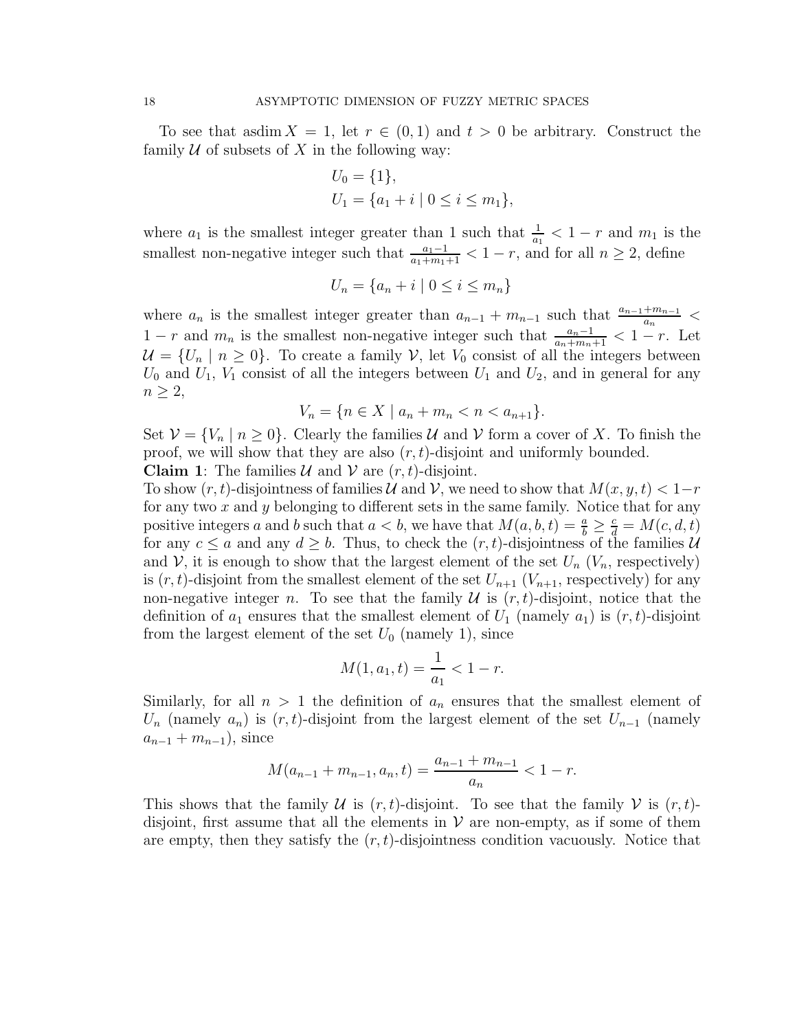To see that $\operatorname{asdim} X = 1$, let $r \in (0,1)$ and $t > 0$ be arbitrary. Construct the family $\mathcal{U}$ of subsets of $X$ in the following way:

$$
\begin{aligned}
U_0 &= \{1\}, \\
U_1 &= \{a_1 + i \mid 0 \leq i \leq m_1\},
\end{aligned}
$$

where $a_1$ is the smallest integer greater than 1 such that $\frac{1}{a_1} < 1 - r$ and $m_1$ is the smallest non-negative integer such that $\frac{a_1 - 1}{a_1 + m_1 + 1} < 1 - r$, and for all $n \geq 2$, define

$$
U_n = \{a_n + i \mid 0 \leq i \leq m_n\}
$$

where $a_n$ is the smallest integer greater than $a_{n-1} + m_{n-1}$ such that $\frac{a_{n-1} + m_{n-1}}{a_n} < 1 - r$ and $m_n$ is the smallest non-negative integer such that $\frac{a_n - 1}{a_n + m_n + 1} < 1 - r$. Let $\mathcal{U} = \{U_n \mid n \geq 0\}$. To create a family $\mathcal{V}$, let $V_0$ consist of all the integers between $U_0$ and $U_1$, $V_1$ consist of all the integers between $U_1$ and $U_2$, and in general for any $n \geq 2$,

$$
V_n = \{n \in X \mid a_n + m_n < n < a_{n+1}\}.
$$

Set $\mathcal{V} = \{V_n \mid n \geq 0\}$. Clearly the families $\mathcal{U}$ and $\mathcal{V}$ form a cover of $X$. To finish the proof, we will show that they are also $(r,t)$-disjoint and uniformly bounded.

**Claim 1**: The families $\mathcal{U}$ and $\mathcal{V}$ are $(r,t)$-disjoint.

To show $(r,t)$-disjointness of families $\mathcal{U}$ and $\mathcal{V}$, we need to show that $M(x, y, t) < 1 - r$ for any two $x$ and $y$ belonging to different sets in the same family. Notice that for any positive integers $a$ and $b$ such that $a < b$, we have that $M(a, b, t) = \frac{a}{b} \geq \frac{c}{d} = M(c, d, t)$ for any $c \leq a$ and any $d \geq b$. Thus, to check the $(r,t)$-disjointness of the families $\mathcal{U}$ and $\mathcal{V}$, it is enough to show that the largest element of the set $U_n$ ($V_n$, respectively) is $(r,t)$-disjoint from the smallest element of the set $U_{n+1}$ ($V_{n+1}$, respectively) for any non-negative integer $n$. To see that the family $\mathcal{U}$ is $(r,t)$-disjoint, notice that the definition of $a_1$ ensures that the smallest element of $U_1$ (namely $a_1$) is $(r,t)$-disjoint from the largest element of the set $U_0$ (namely 1), since

$$
M(1, a_1, t) = \frac{1}{a_1} < 1 - r.
$$

Similarly, for all $n > 1$ the definition of $a_n$ ensures that the smallest element of $U_n$ (namely $a_n$) is $(r,t)$-disjoint from the largest element of the set $U_{n-1}$ (namely $a_{n-1} + m_{n-1}$), since

$$
M(a_{n-1} + m_{n-1}, a_n, t) = \frac{a_{n-1} + m_{n-1}}{a_n} < 1 - r.
$$

This shows that the family $\mathcal{U}$ is $(r,t)$-disjoint. To see that the family $\mathcal{V}$ is $(r,t)$-disjoint, first assume that all the elements in $\mathcal{V}$ are non-empty, as if some of them are empty, then they satisfy the $(r,t)$-disjointness condition vacuously. Notice that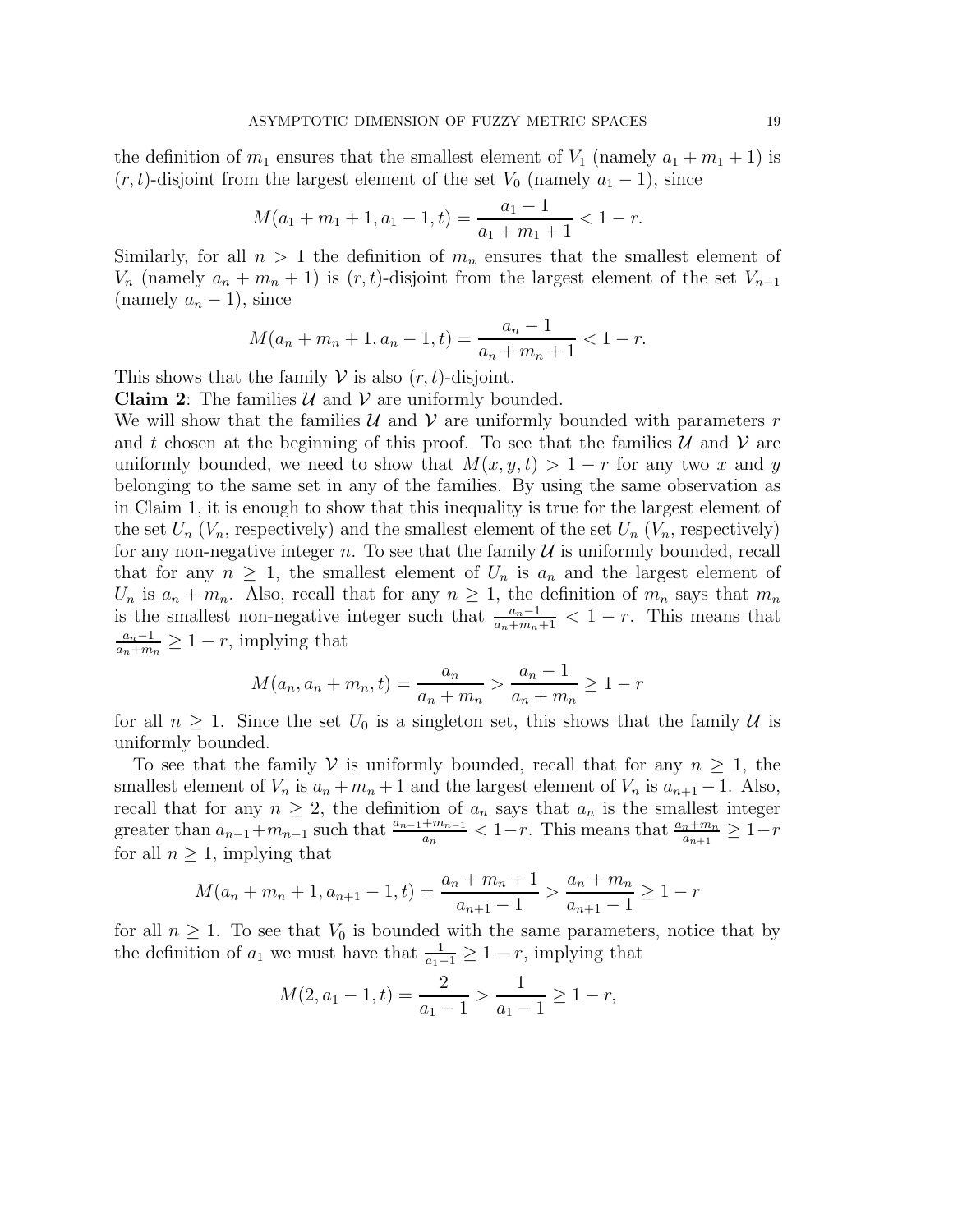the definition of $m_1$ ensures that the smallest element of $V_1$ (namely $a_1 + m_1 + 1$) is $(r, t)$-disjoint from the largest element of the set $V_0$ (namely $a_1 - 1$), since

$$M(a_1 + m_1 + 1, a_1 - 1, t) = \frac{a_1 - 1}{a_1 + m_1 + 1} < 1 - r.$$

Similarly, for all $n > 1$ the definition of $m_n$ ensures that the smallest element of $V_n$ (namely $a_n + m_n + 1$) is $(r, t)$-disjoint from the largest element of the set $V_{n-1}$ (namely $a_n - 1$), since

$$M(a_n + m_n + 1, a_n - 1, t) = \frac{a_n - 1}{a_n + m_n + 1} < 1 - r.$$

This shows that the family $\mathcal{V}$ is also $(r, t)$-disjoint.

**Claim 2**: The families $\mathcal{U}$ and $\mathcal{V}$ are uniformly bounded.

We will show that the families $\mathcal{U}$ and $\mathcal{V}$ are uniformly bounded with parameters $r$ and $t$ chosen at the beginning of this proof. To see that the families $\mathcal{U}$ and $\mathcal{V}$ are uniformly bounded, we need to show that $M(x, y, t) > 1 - r$ for any two $x$ and $y$ belonging to the same set in any of the families. By using the same observation as in Claim 1, it is enough to show that this inequality is true for the largest element of the set $U_n$ ($V_n$, respectively) and the smallest element of the set $U_n$ ($V_n$, respectively) for any non-negative integer $n$. To see that the family $\mathcal{U}$ is uniformly bounded, recall that for any $n \geq 1$, the smallest element of $U_n$ is $a_n$ and the largest element of $U_n$ is $a_n + m_n$. Also, recall that for any $n \geq 1$, the definition of $m_n$ says that $m_n$ is the smallest non-negative integer such that $\frac{a_n - 1}{a_n + m_n + 1} < 1 - r$. This means that $\frac{a_n - 1}{a_n + m_n} \geq 1 - r$, implying that

$$M(a_n, a_n + m_n, t) = \frac{a_n}{a_n + m_n} > \frac{a_n - 1}{a_n + m_n} \geq 1 - r$$

for all $n \geq 1$. Since the set $U_0$ is a singleton set, this shows that the family $\mathcal{U}$ is uniformly bounded.

To see that the family $\mathcal{V}$ is uniformly bounded, recall that for any $n \geq 1$, the smallest element of $V_n$ is $a_n + m_n + 1$ and the largest element of $V_n$ is $a_{n+1} - 1$. Also, recall that for any $n \geq 2$, the definition of $a_n$ says that $a_n$ is the smallest integer greater than $a_{n-1} + m_{n-1}$ such that $\frac{a_{n-1} + m_{n-1}}{a_n} < 1 - r$. This means that $\frac{a_n + m_n}{a_{n+1}} \geq 1 - r$ for all $n \geq 1$, implying that

$$M(a_n + m_n + 1, a_{n+1} - 1, t) = \frac{a_n + m_n + 1}{a_{n+1} - 1} > \frac{a_n + m_n}{a_{n+1} - 1} \geq 1 - r$$

for all $n \geq 1$. To see that $V_0$ is bounded with the same parameters, notice that by the definition of $a_1$ we must have that $\frac{1}{a_1 - 1} \geq 1 - r$, implying that

$$M(2, a_1 - 1, t) = \frac{2}{a_1 - 1} > \frac{1}{a_1 - 1} \geq 1 - r,$$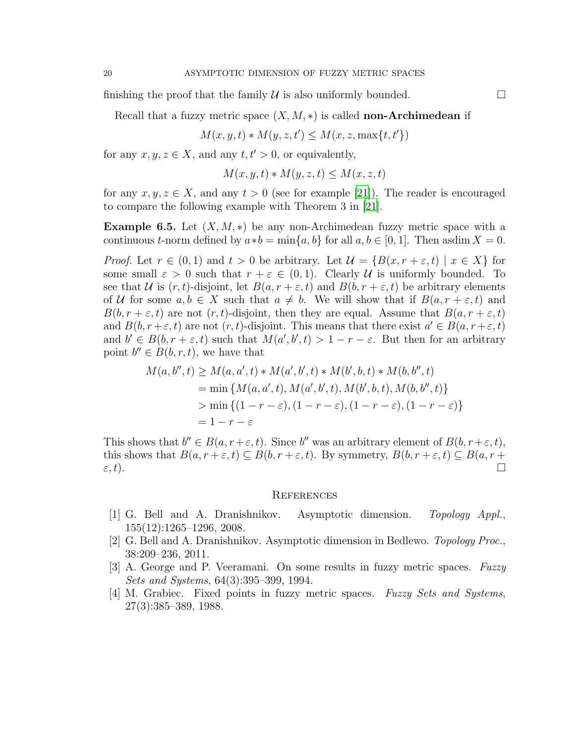finishing the proof that the family $\mathcal{U}$ is also uniformly bounded. $\square$

Recall that a fuzzy metric space $(X, M, *)$ is called **non-Archimedean** if

$$M(x, y, t) * M(y, z, t') \leq M(x, z, \max\{t, t'\})$$

for any $x, y, z \in X$, and any $t, t' > 0$, or equivalently,

$$M(x, y, t) * M(y, z, t) \leq M(x, z, t)$$

for any $x, y, z \in X$, and any $t > 0$ (see for example [21]). The reader is encouraged to compare the following example with Theorem 3 in [21].

**Example 6.5.** Let $(X, M, *)$ be any non-Archimedean fuzzy metric space with a continuous $t$-norm defined by $a * b = \min\{a, b\}$ for all $a, b \in [0, 1]$. Then $\operatorname{asdim} X = 0$.

*Proof.* Let $r \in (0, 1)$ and $t > 0$ be arbitrary. Let $\mathcal{U} = \{B(x, r + \varepsilon, t) \mid x \in X\}$ for some small $\varepsilon > 0$ such that $r + \varepsilon \in (0, 1)$. Clearly $\mathcal{U}$ is uniformly bounded. To see that $\mathcal{U}$ is $(r, t)$-disjoint, let $B(a, r + \varepsilon, t)$ and $B(b, r + \varepsilon, t)$ be arbitrary elements of $\mathcal{U}$ for some $a, b \in X$ such that $a \neq b$. We will show that if $B(a, r + \varepsilon, t)$ and $B(b, r + \varepsilon, t)$ are not $(r, t)$-disjoint, then they are equal. Assume that $B(a, r + \varepsilon, t)$ and $B(b, r + \varepsilon, t)$ are not $(r, t)$-disjoint. This means that there exist $a' \in B(a, r + \varepsilon, t)$ and $b' \in B(b, r + \varepsilon, t)$ such that $M(a', b', t) > 1 - r - \varepsilon$. But then for an arbitrary point $b'' \in B(b, r, t)$, we have that

$$\begin{aligned}
M(a, b'', t) &\geq M(a, a', t) * M(a', b', t) * M(b', b, t) * M(b, b'', t) \\
&= \min\{M(a, a', t), M(a', b', t), M(b', b, t), M(b, b'', t)\} \\
&> \min\{(1 - r - \varepsilon), (1 - r - \varepsilon), (1 - r - \varepsilon), (1 - r - \varepsilon)\} \\
&= 1 - r - \varepsilon
\end{aligned}$$

This shows that $b'' \in B(a, r + \varepsilon, t)$. Since $b''$ was an arbitrary element of $B(b, r + \varepsilon, t)$, this shows that $B(a, r + \varepsilon, t) \subseteq B(b, r + \varepsilon, t)$. By symmetry, $B(b, r + \varepsilon, t) \subseteq B(a, r + \varepsilon, t)$. $\square$

## References

[1] G. Bell and A. Dranishnikov. Asymptotic dimension. *Topology Appl.*, 155(12):1265–1296, 2008.

[2] G. Bell and A. Dranishnikov. Asymptotic dimension in Bedlewo. *Topology Proc.*, 38:209–236, 2011.

[3] A. George and P. Veeramani. On some results in fuzzy metric spaces. *Fuzzy Sets and Systems*, 64(3):395–399, 1994.

[4] M. Grabiec. Fixed points in fuzzy metric spaces. *Fuzzy Sets and Systems*, 27(3):385–389, 1988.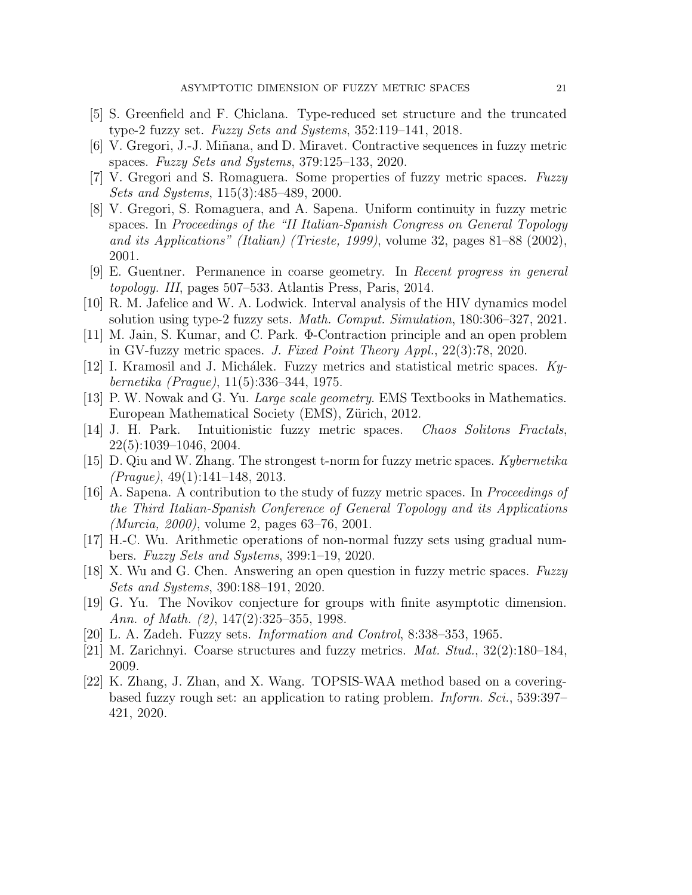[5] S. Greenfield and F. Chiclana. Type-reduced set structure and the truncated type-2 fuzzy set. *Fuzzy Sets and Systems*, 352:119–141, 2018.

[6] V. Gregori, J.-J. Miñana, and D. Miravet. Contractive sequences in fuzzy metric spaces. *Fuzzy Sets and Systems*, 379:125–133, 2020.

[7] V. Gregori and S. Romaguera. Some properties of fuzzy metric spaces. *Fuzzy Sets and Systems*, 115(3):485–489, 2000.

[8] V. Gregori, S. Romaguera, and A. Sapena. Uniform continuity in fuzzy metric spaces. In *Proceedings of the "II Italian-Spanish Congress on General Topology and its Applications" (Italian) (Trieste, 1999)*, volume 32, pages 81–88 (2002), 2001.

[9] E. Guentner. Permanence in coarse geometry. In *Recent progress in general topology. III*, pages 507–533. Atlantis Press, Paris, 2014.

[10] R. M. Jafelice and W. A. Lodwick. Interval analysis of the HIV dynamics model solution using type-2 fuzzy sets. *Math. Comput. Simulation*, 180:306–327, 2021.

[11] M. Jain, S. Kumar, and C. Park. Φ-Contraction principle and an open problem in GV-fuzzy metric spaces. *J. Fixed Point Theory Appl.*, 22(3):78, 2020.

[12] I. Kramosil and J. Michálek. Fuzzy metrics and statistical metric spaces. *Kybernetika (Prague)*, 11(5):336–344, 1975.

[13] P. W. Nowak and G. Yu. *Large scale geometry*. EMS Textbooks in Mathematics. European Mathematical Society (EMS), Zürich, 2012.

[14] J. H. Park. Intuitionistic fuzzy metric spaces. *Chaos Solitons Fractals*, 22(5):1039–1046, 2004.

[15] D. Qiu and W. Zhang. The strongest t-norm for fuzzy metric spaces. *Kybernetika (Prague)*, 49(1):141–148, 2013.

[16] A. Sapena. A contribution to the study of fuzzy metric spaces. In *Proceedings of the Third Italian-Spanish Conference of General Topology and its Applications (Murcia, 2000)*, volume 2, pages 63–76, 2001.

[17] H.-C. Wu. Arithmetic operations of non-normal fuzzy sets using gradual numbers. *Fuzzy Sets and Systems*, 399:1–19, 2020.

[18] X. Wu and G. Chen. Answering an open question in fuzzy metric spaces. *Fuzzy Sets and Systems*, 390:188–191, 2020.

[19] G. Yu. The Novikov conjecture for groups with finite asymptotic dimension. *Ann. of Math. (2)*, 147(2):325–355, 1998.

[20] L. A. Zadeh. Fuzzy sets. *Information and Control*, 8:338–353, 1965.

[21] M. Zarichnyi. Coarse structures and fuzzy metrics. *Mat. Stud.*, 32(2):180–184, 2009.

[22] K. Zhang, J. Zhan, and X. Wang. TOPSIS-WAA method based on a covering-based fuzzy rough set: an application to rating problem. *Inform. Sci.*, 539:397–421, 2020.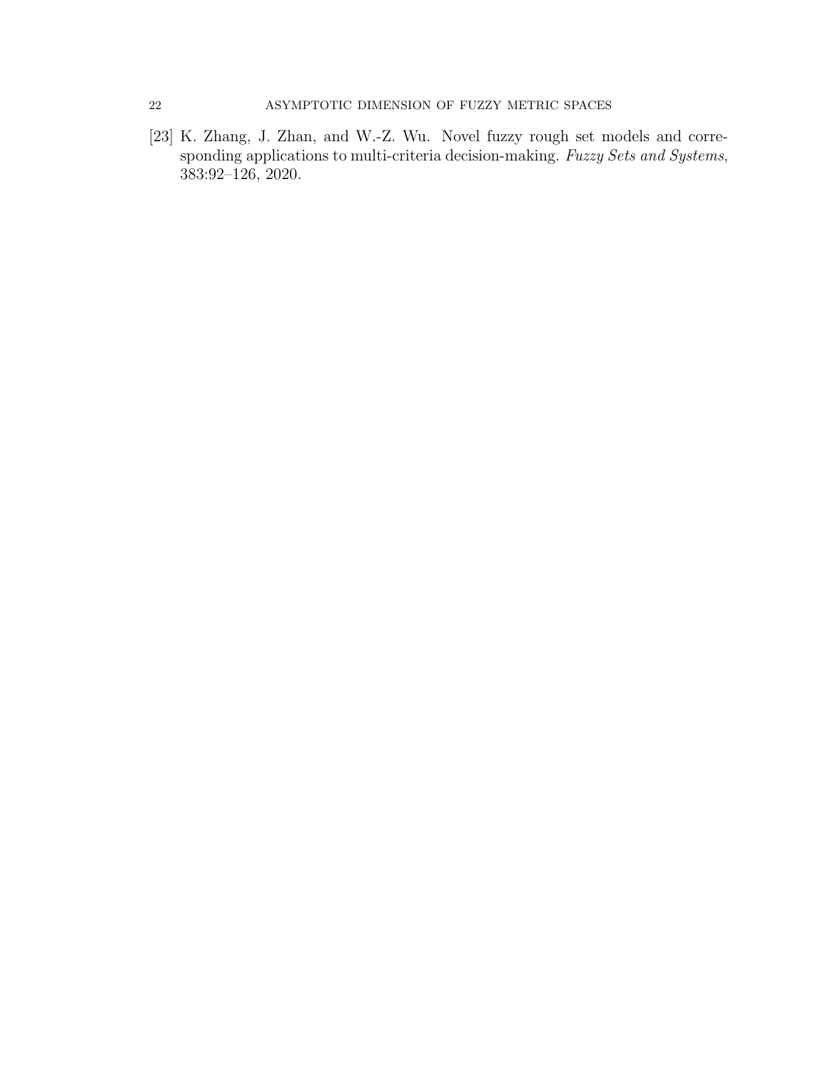[23] K. Zhang, J. Zhan, and W.-Z. Wu. Novel fuzzy rough set models and corresponding applications to multi-criteria decision-making. *Fuzzy Sets and Systems*, 383:92–126, 2020.